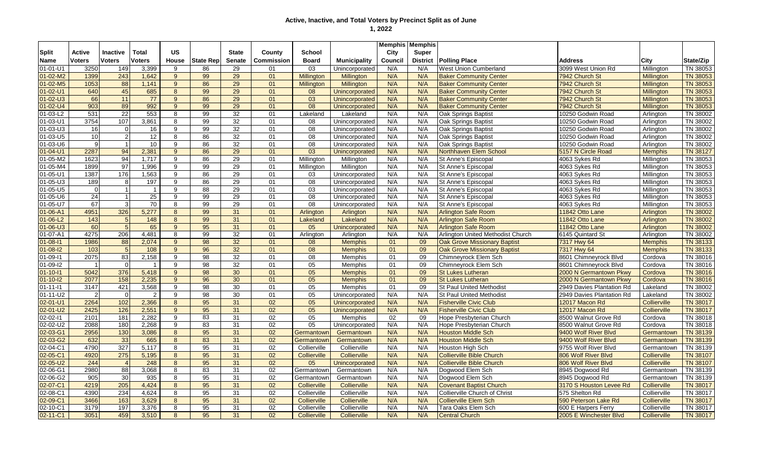# Active, Inactive, and Total Voters by Precinct Split as of June 1, 2022

| Split Name | Active Voters | Inactive Voters | Total Voters | US House | State Rep | State Senate | County Commission | School Board | Municipality | Memphis City Council | Memphis Super District | Polling Place | Address | City | State/Zip |
|---|---|---|---|---|---|---|---|---|---|---|---|---|---|---|---|
| 01-01-U1 | 3250 | 149 | 3,399 | 9 | 86 | 29 | 01 | 03 | Unincorporated | N/A | N/A | West Union Cumberland | 3099 West Union Rd | Millington | TN 38053 |
| 01-02-M2 | 1399 | 243 | 1,642 | 9 | 99 | 29 | 01 | Millington | Millington | N/A | N/A | Baker Community Center | 7942 Church St | Millington | TN 38053 |
| 01-02-M5 | 1053 | 88 | 1,141 | 9 | 86 | 29 | 01 | Millington | Millington | N/A | N/A | Baker Community Center | 7942 Church St | Millington | TN 38053 |
| 01-02-U1 | 640 | 45 | 685 | 8 | 99 | 29 | 01 | 08 | Unincorporated | N/A | N/A | Baker Community Center | 7942 Church St | Millington | TN 38053 |
| 01-02-U3 | 66 | 11 | 77 | 9 | 86 | 29 | 01 | 03 | Unincorporated | N/A | N/A | Baker Community Center | 7942 Church St | Millington | TN 38053 |
| 01-02-U4 | 903 | 89 | 992 | 9 | 99 | 29 | 01 | 08 | Unincorporated | N/A | N/A | Baker Community Center | 7942 Church St | Millington | TN 38053 |
| 01-03-L2 | 531 | 22 | 553 | 8 | 99 | 32 | 01 | Lakeland | Lakeland | N/A | N/A | Oak Springs Baptist | 10250 Godwin Road | Arlington | TN 38002 |
| 01-03-U1 | 3754 | 107 | 3,861 | 8 | 99 | 32 | 01 | 08 | Unincorporated | N/A | N/A | Oak Springs Baptist | 10250 Godwin Road | Arlington | TN 38002 |
| 01-03-U3 | 16 | 0 | 16 | 9 | 99 | 32 | 01 | 08 | Unincorporated | N/A | N/A | Oak Springs Baptist | 10250 Godwin Road | Arlington | TN 38002 |
| 01-03-U5 | 10 | 2 | 12 | 8 | 86 | 32 | 01 | 08 | Unincorporated | N/A | N/A | Oak Springs Baptist | 10250 Godwin Road | Arlington | TN 38002 |
| 01-03-U6 | 9 | 1 | 10 | 9 | 86 | 32 | 01 | 08 | Unincorporated | N/A | N/A | Oak Springs Baptist | 10250 Godwin Road | Arlington | TN 38002 |
| 01-04-U1 | 2287 | 94 | 2,381 | 9 | 86 | 29 | 01 | 03 | Unincorporated | N/A | N/A | Northhaven Elem School | 5157 N Circle Road | Memphis | TN 38127 |
| 01-05-M2 | 1623 | 94 | 1,717 | 9 | 86 | 29 | 01 | Millington | Millington | N/A | N/A | St Anne's Episcopal | 4063 Sykes Rd | Millington | TN 38053 |
| 01-05-M4 | 1899 | 97 | 1,996 | 9 | 99 | 29 | 01 | Millington | Millington | N/A | N/A | St Anne's Episcopal | 4063 Sykes Rd | Millington | TN 38053 |
| 01-05-U1 | 1387 | 176 | 1,563 | 9 | 86 | 29 | 01 | 03 | Unincorporated | N/A | N/A | St Anne's Episcopal | 4063 Sykes Rd | Millington | TN 38053 |
| 01-05-U3 | 189 | 8 | 197 | 9 | 86 | 29 | 01 | 08 | Unincorporated | N/A | N/A | St Anne's Episcopal | 4063 Sykes Rd | Millington | TN 38053 |
| 01-05-U5 | 0 | 1 | 1 | 9 | 88 | 29 | 01 | 03 | Unincorporated | N/A | N/A | St Anne's Episcopal | 4063 Sykes Rd | Millington | TN 38053 |
| 01-05-U6 | 24 | 1 | 25 | 9 | 99 | 29 | 01 | 08 | Unincorporated | N/A | N/A | St Anne's Episcopal | 4063 Sykes Rd | Millington | TN 38053 |
| 01-05-U7 | 67 | 3 | 70 | 8 | 99 | 29 | 01 | 08 | Unincorporated | N/A | N/A | St Anne's Episcopal | 4063 Sykes Rd | Millington | TN 38053 |
| 01-06-A1 | 4951 | 326 | 5,277 | 8 | 99 | 31 | 01 | Arlington | Arlington | N/A | N/A | Arlington Safe Room | 11842 Otto Lane | Arlington | TN 38002 |
| 01-06-L2 | 143 | 5 | 148 | 8 | 99 | 31 | 01 | Lakeland | Lakeland | N/A | N/A | Arlington Safe Room | 11842 Otto Lane | Arlington | TN 38002 |
| 01-06-U3 | 60 | 5 | 65 | 9 | 95 | 31 | 01 | 05 | Unincorporated | N/A | N/A | Arlington Safe Room | 11842 Otto Lane | Arlington | TN 38002 |
| 01-07-A1 | 4275 | 206 | 4,481 | 8 | 99 | 32 | 01 | Arlington | Arlington | N/A | N/A | Arlington United Methodist Church | 6145 Quintard St | Arlington | TN 38002 |
| 01-08-I1 | 1986 | 88 | 2,074 | 9 | 98 | 32 | 01 | 08 | Memphis | 01 | 09 | Oak Grove Missionary Baptist | 7317 Hwy 64 | Memphis | TN 38133 |
| 01-08-I2 | 103 | 5 | 108 | 9 | 96 | 32 | 01 | 08 | Memphis | 01 | 09 | Oak Grove Missionary Baptist | 7317 Hwy 64 | Memphis | TN 38133 |
| 01-09-I1 | 2075 | 83 | 2,158 | 9 | 98 | 32 | 01 | 08 | Memphis | 01 | 09 | Chimneyrock Elem Sch | 8601 Chimneyrock Blvd | Cordova | TN 38016 |
| 01-09-I2 | 1 | 0 | 1 | 9 | 98 | 32 | 01 | 05 | Memphis | 01 | 09 | Chimneyrock Elem Sch | 8601 Chimneyrock Blvd | Cordova | TN 38016 |
| 01-10-I1 | 5042 | 376 | 5,418 | 9 | 98 | 30 | 01 | 05 | Memphis | 01 | 09 | St Lukes Lutheran | 2000 N Germantown Pkwy | Cordova | TN 38016 |
| 01-10-I2 | 2077 | 158 | 2,235 | 9 | 96 | 30 | 01 | 05 | Memphis | 01 | 09 | St Lukes Lutheran | 2000 N Germantown Pkwy | Cordova | TN 38016 |
| 01-11-I1 | 3147 | 421 | 3,568 | 9 | 98 | 30 | 01 | 05 | Memphis | 01 | 09 | St Paul United Methodist | 2949 Davies Plantation Rd | Lakeland | TN 38002 |
| 01-11-U2 | 2 | 0 | 2 | 9 | 98 | 30 | 01 | 05 | Unincorporated | N/A | N/A | St Paul United Methodist | 2949 Davies Plantation Rd | Lakeland | TN 38002 |
| 02-01-U1 | 2264 | 102 | 2,366 | 8 | 95 | 31 | 02 | 05 | Unincorporated | N/A | N/A | Fisherville Civic Club | 12017 Macon Rd | Collierville | TN 38017 |
| 02-01-U2 | 2425 | 126 | 2,551 | 9 | 95 | 31 | 02 | 05 | Unincorporated | N/A | N/A | Fisherville Civic Club | 12017 Macon Rd | Collierville | TN 38017 |
| 02-02-I1 | 2101 | 181 | 2,282 | 9 | 83 | 31 | 02 | 05 | Memphis | 02 | 09 | Hope Presbyterian Church | 8500 Walnut Grove Rd | Cordova | TN 38018 |
| 02-02-U2 | 2088 | 180 | 2,268 | 9 | 83 | 31 | 02 | 05 | Unincorporated | N/A | N/A | Hope Presbyterian Church | 8500 Walnut Grove Rd | Cordova | TN 38018 |
| 02-03-G1 | 2956 | 130 | 3,086 | 8 | 95 | 31 | 02 | Germantown | Germantown | N/A | N/A | Houston Middle Sch | 9400 Wolf River Blvd | Germantown | TN 38139 |
| 02-03-G2 | 632 | 33 | 665 | 8 | 83 | 31 | 02 | Germantown | Germantown | N/A | N/A | Houston Middle Sch | 9400 Wolf River Blvd | Germantown | TN 38139 |
| 02-04-C1 | 4790 | 327 | 5,117 | 8 | 95 | 31 | 02 | Collierville | Collierville | N/A | N/A | Houston High Sch | 9755 Wolf River Blvd | Germantown | TN 38139 |
| 02-05-C1 | 4920 | 275 | 5,195 | 8 | 95 | 31 | 02 | Collierville | Collierville | N/A | N/A | Collierville Bible Church | 806 Wolf River Blvd | Collierville | TN 38107 |
| 02-05-U2 | 244 | 4 | 248 | 8 | 95 | 31 | 02 | 05 | Unincorporated | N/A | N/A | Collierville Bible Church | 806 Wolf River Blvd | Collierville | TN 38107 |
| 02-06-G1 | 2980 | 88 | 3,068 | 8 | 83 | 31 | 02 | Germantown | Germantown | N/A | N/A | Dogwood Elem Sch | 8945 Dogwood Rd | Germantown | TN 38139 |
| 02-06-G2 | 905 | 30 | 935 | 8 | 95 | 31 | 02 | Germantown | Germantown | N/A | N/A | Dogwood Elem Sch | 8945 Dogwood Rd | Germantown | TN 38139 |
| 02-07-C1 | 4219 | 205 | 4,424 | 8 | 95 | 31 | 02 | Collierville | Collierville | N/A | N/A | Covenant Baptist Church | 3170 S Houston Levee Rd | Collierville | TN 38017 |
| 02-08-C1 | 4390 | 234 | 4,624 | 8 | 95 | 31 | 02 | Collierville | Collierville | N/A | N/A | Collierville Church of Christ | 575 Shelton Rd | Collierville | TN 38017 |
| 02-09-C1 | 3466 | 163 | 3,629 | 8 | 95 | 31 | 02 | Collierville | Collierville | N/A | N/A | Collierville Elem Sch | 590 Peterson Lake Rd | Collierville | TN 38017 |
| 02-10-C1 | 3179 | 197 | 3,376 | 8 | 95 | 31 | 02 | Collierville | Collierville | N/A | N/A | Tara Oaks Elem Sch | 600 E Harpers Ferry | Collierville | TN 38017 |
| 02-11-C1 | 3051 | 459 | 3,510 | 8 | 95 | 31 | 02 | Collierville | Collierville | N/A | N/A | Central Church | 2005 E Winchester Blvd | Collierville | TN 38017 |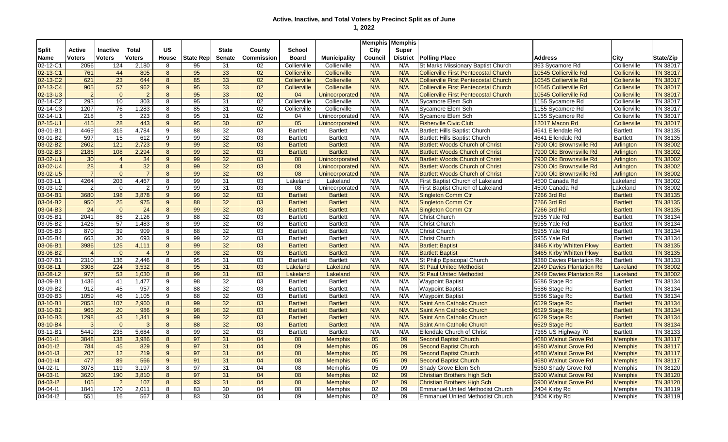# Active, Inactive, and Total Voters by Precinct Split as of June 1, 2022

| Split Name | Active Voters | Inactive Voters | Total Voters | US House | State Rep | State Senate | County Commission | School Board | Municipality | Memphis City Council | Memphis Super District | Polling Place | Address | City | State/Zip |
|---|---|---|---|---|---|---|---|---|---|---|---|---|---|---|---|
| 02-12-C1 | 2056 | 124 | 2,180 | 8 | 95 | 31 | 02 | Collierville | Collierville | N/A | N/A | St Marks Missionary Baptist Church | 363 Sycamore Rd | Collierville | TN 38017 |
| 02-13-C1 | 761 | 44 | 805 | 8 | 95 | 33 | 02 | Collierville | Collierville | N/A | N/A | Collierville First Pentecostal Church | 10545 Collierville Rd | Collierville | TN 38017 |
| 02-13-C2 | 621 | 23 | 644 | 8 | 85 | 33 | 02 | Collierville | Collierville | N/A | N/A | Collierville First Pentecostal Church | 10545 Collierville Rd | Collierville | TN 38017 |
| 02-13-C4 | 905 | 57 | 962 | 9 | 95 | 33 | 02 | Collierville | Collierville | N/A | N/A | Collierville First Pentecostal Church | 10545 Collierville Rd | Collierville | TN 38017 |
| 02-13-U3 | 2 | 0 | 2 | 8 | 95 | 33 | 02 | 04 | Unincorporated | N/A | N/A | Collierville First Pentecostal Church | 10545 Collierville Rd | Collierville | TN 38017 |
| 02-14-C2 | 293 | 10 | 303 | 8 | 95 | 31 | 02 | Collierville | Collierville | N/A | N/A | Sycamore Elem Sch | 1155 Sycamore Rd | Collierville | TN 38017 |
| 02-14-C3 | 1207 | 76 | 1,283 | 8 | 85 | 31 | 02 | Collierville | Collierville | N/A | N/A | Sycamore Elem Sch | 1155 Sycamore Rd | Collierville | TN 38017 |
| 02-14-U1 | 218 | 5 | 223 | 8 | 95 | 31 | 02 | 04 | Unincorporated | N/A | N/A | Sycamore Elem Sch | 1155 Sycamore Rd | Collierville | TN 38017 |
| 02-15-U1 | 415 | 28 | 443 | 9 | 95 | 30 | 02 | 05 | Unincorporated | N/A | N/A | Fisherville Civic Club | 12017 Macon Rd | Collierville | TN 38017 |
| 03-01-B1 | 4469 | 315 | 4,784 | 9 | 88 | 32 | 03 | Bartlett | Bartlett | N/A | N/A | Bartlett Hills Baptist Church | 4641 Ellendale Rd | Bartlett | TN 38135 |
| 03-01-B2 | 597 | 15 | 612 | 9 | 99 | 32 | 03 | Bartlett | Bartlett | N/A | N/A | Bartlett Hills Baptist Church | 4641 Ellendale Rd | Bartlett | TN 38135 |
| 03-02-B2 | 2602 | 121 | 2,723 | 9 | 99 | 32 | 03 | Bartlett | Bartlett | N/A | N/A | Bartlett Woods Church of Christ | 7900 Old Brownsville Rd | Arlington | TN 38002 |
| 03-02-B3 | 2186 | 108 | 2,294 | 8 | 99 | 32 | 03 | Bartlett | Bartlett | N/A | N/A | Bartlett Woods Church of Christ | 7900 Old Brownsville Rd | Arlington | TN 38002 |
| 03-02-U1 | 30 | 4 | 34 | 9 | 99 | 32 | 03 | 08 | Unincorporated | N/A | N/A | Bartlett Woods Church of Christ | 7900 Old Brownsville Rd | Arlington | TN 38002 |
| 03-02-U4 | 28 | 4 | 32 | 8 | 99 | 32 | 03 | 08 | Unincorporated | N/A | N/A | Bartlett Woods Church of Christ | 7900 Old Brownsville Rd | Arlington | TN 38002 |
| 03-02-U5 | 7 | 0 | 7 | 8 | 99 | 32 | 03 | 08 | Unincorporated | N/A | N/A | Bartlett Woods Church of Christ | 7900 Old Brownsville Rd | Arlington | TN 38002 |
| 03-03-L1 | 4264 | 203 | 4,467 | 8 | 99 | 31 | 03 | Lakeland | Lakeland | N/A | N/A | First Baptist Church of Lakeland | 4500 Canada Rd | Lakeland | TN 38002 |
| 03-03-U2 | 2 | 0 | 2 | 9 | 99 | 31 | 03 | 08 | Unincorporated | N/A | N/A | First Baptist Church of Lakeland | 4500 Canada Rd | Lakeland | TN 38002 |
| 03-04-B1 | 3680 | 198 | 3,878 | 9 | 99 | 32 | 03 | Bartlett | Bartlett | N/A | N/A | Singleton Comm Ctr | 7266 3rd Rd | Bartlett | TN 38135 |
| 03-04-B2 | 950 | 25 | 975 | 9 | 88 | 32 | 03 | Bartlett | Bartlett | N/A | N/A | Singleton Comm Ctr | 7266 3rd Rd | Bartlett | TN 38135 |
| 03-04-B3 | 24 | 0 | 24 | 8 | 99 | 32 | 03 | Bartlett | Bartlett | N/A | N/A | Singleton Comm Ctr | 7266 3rd Rd | Bartlett | TN 38135 |
| 03-05-B1 | 2041 | 85 | 2,126 | 9 | 88 | 32 | 03 | Bartlett | Bartlett | N/A | N/A | Christ Church | 5955 Yale Rd | Bartlett | TN 38134 |
| 03-05-B2 | 1426 | 57 | 1,483 | 8 | 99 | 32 | 03 | Bartlett | Bartlett | N/A | N/A | Christ Church | 5955 Yale Rd | Bartlett | TN 38134 |
| 03-05-B3 | 870 | 39 | 909 | 8 | 88 | 32 | 03 | Bartlett | Bartlett | N/A | N/A | Christ Church | 5955 Yale Rd | Bartlett | TN 38134 |
| 03-05-B4 | 663 | 30 | 693 | 9 | 99 | 32 | 03 | Bartlett | Bartlett | N/A | N/A | Christ Church | 5955 Yale Rd | Bartlett | TN 38134 |
| 03-06-B1 | 3986 | 125 | 4,111 | 8 | 99 | 32 | 03 | Bartlett | Bartlett | N/A | N/A | Bartlett Baptist | 3465 Kirby Whitten Pkwy | Bartlett | TN 38135 |
| 03-06-B2 | 4 | 0 | 4 | 9 | 98 | 32 | 03 | Bartlett | Bartlett | N/A | N/A | Bartlett Baptist | 3465 Kirby Whitten Pkwy | Bartlett | TN 38135 |
| 03-07-B1 | 2310 | 136 | 2,446 | 8 | 95 | 31 | 03 | Bartlett | Bartlett | N/A | N/A | St Philip Episcopal Church | 9380 Davies Plantation Rd | Bartlett | TN 38133 |
| 03-08-L1 | 3308 | 224 | 3,532 | 8 | 95 | 31 | 03 | Lakeland | Lakeland | N/A | N/A | St Paul United Methodist | 2949 Davies Plantation Rd | Lakeland | TN 38002 |
| 03-08-L2 | 977 | 53 | 1,030 | 8 | 99 | 31 | 03 | Lakeland | Lakeland | N/A | N/A | St Paul United Methodist | 2949 Davies Plantation Rd | Lakeland | TN 38002 |
| 03-09-B1 | 1436 | 41 | 1,477 | 9 | 98 | 32 | 03 | Bartlett | Bartlett | N/A | N/A | Waypoint Baptist | 5586 Stage Rd | Bartlett | TN 38134 |
| 03-09-B2 | 912 | 45 | 957 | 8 | 88 | 32 | 03 | Bartlett | Bartlett | N/A | N/A | Waypoint Baptist | 5586 Stage Rd | Bartlett | TN 38134 |
| 03-09-B3 | 1059 | 46 | 1,105 | 9 | 88 | 32 | 03 | Bartlett | Bartlett | N/A | N/A | Waypoint Baptist | 5586 Stage Rd | Bartlett | TN 38134 |
| 03-10-B1 | 2853 | 107 | 2,960 | 8 | 99 | 32 | 03 | Bartlett | Bartlett | N/A | N/A | Saint Ann Catholic Church | 6529 Stage Rd | Bartlett | TN 38134 |
| 03-10-B2 | 966 | 20 | 986 | 9 | 98 | 32 | 03 | Bartlett | Bartlett | N/A | N/A | Saint Ann Catholic Church | 6529 Stage Rd | Bartlett | TN 38134 |
| 03-10-B3 | 1298 | 43 | 1,341 | 9 | 99 | 32 | 03 | Bartlett | Bartlett | N/A | N/A | Saint Ann Catholic Church | 6529 Stage Rd | Bartlett | TN 38134 |
| 03-10-B4 | 3 | 0 | 3 | 8 | 88 | 32 | 03 | Bartlett | Bartlett | N/A | N/A | Saint Ann Catholic Church | 6529 Stage Rd | Bartlett | TN 38134 |
| 03-11-B1 | 5449 | 235 | 5,684 | 8 | 99 | 32 | 03 | Bartlett | Bartlett | N/A | N/A | Ellendale Church of Christ | 7365 US Highway 70 | Bartlett | TN 38133 |
| 04-01-I1 | 3848 | 138 | 3,986 | 8 | 97 | 31 | 04 | 08 | Memphis | 05 | 09 | Second Baptist Church | 4680 Walnut Grove Rd | Memphis | TN 38117 |
| 04-01-I2 | 784 | 45 | 829 | 9 | 97 | 31 | 04 | 09 | Memphis | 05 | 09 | Second Baptist Church | 4680 Walnut Grove Rd | Memphis | TN 38117 |
| 04-01-I3 | 207 | 12 | 219 | 9 | 97 | 31 | 04 | 08 | Memphis | 05 | 09 | Second Baptist Church | 4680 Walnut Grove Rd | Memphis | TN 38117 |
| 04-01-I4 | 477 | 89 | 566 | 9 | 91 | 31 | 04 | 08 | Memphis | 05 | 09 | Second Baptist Church | 4680 Walnut Grove Rd | Memphis | TN 38117 |
| 04-02-I1 | 3078 | 119 | 3,197 | 8 | 97 | 31 | 04 | 08 | Memphis | 05 | 09 | Shady Grove Elem Sch | 5360 Shady Grove Rd | Memphis | TN 38120 |
| 04-03-I1 | 3620 | 190 | 3,810 | 8 | 97 | 31 | 04 | 08 | Memphis | 02 | 09 | Christian Brothers High Sch | 5900 Walnut Grove Rd | Memphis | TN 38120 |
| 04-03-I2 | 105 | 2 | 107 | 8 | 83 | 31 | 04 | 08 | Memphis | 02 | 09 | Christian Brothers High Sch | 5900 Walnut Grove Rd | Memphis | TN 38120 |
| 04-04-I1 | 1841 | 170 | 2,011 | 8 | 83 | 30 | 04 | 08 | Memphis | 02 | 09 | Emmanuel United Methodist Church | 2404 Kirby Rd | Memphis | TN 38119 |
| 04-04-I2 | 551 | 16 | 567 | 8 | 83 | 30 | 04 | 09 | Memphis | 02 | 09 | Emmanuel United Methodist Church | 2404 Kirby Rd | Memphis | TN 38119 |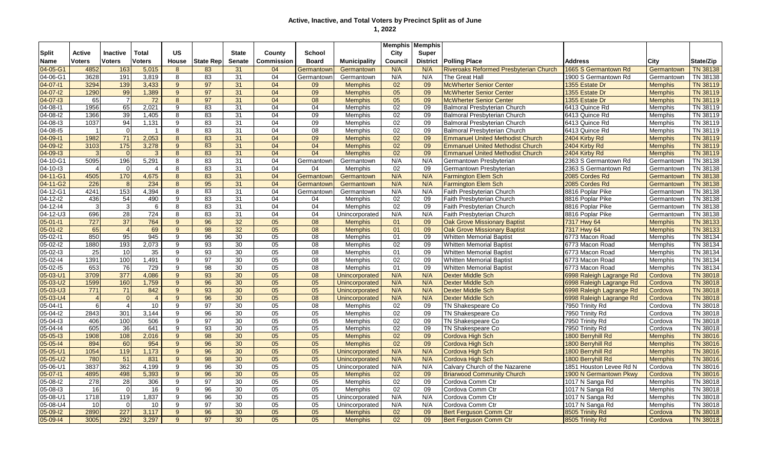# Active, Inactive, and Total Voters by Precinct Split as of June 1, 2022

| Split Name | Active Voters | Inactive Voters | Total Voters | US House | State Rep | State Senate | County Commission | School Board | Municipality | Memphis City Council | Memphis Super District | Polling Place | Address | City | State/Zip |
|---|---|---|---|---|---|---|---|---|---|---|---|---|---|---|---|
| 04-05-G1 | 4852 | 163 | 5,015 | 8 | 83 | 31 | 04 | Germantown | Germantown | N/A | N/A | Riveroaks Reformed Presbyterian Church | 1665 S Germantown Rd | Germantown | TN 38138 |
| 04-06-G1 | 3628 | 191 | 3,819 | 8 | 83 | 31 | 04 | Germantown | Germantown | N/A | N/A | The Great Hall | 1900 S Germantown Rd | Germantown | TN 38138 |
| 04-07-I1 | 3294 | 139 | 3,433 | 9 | 97 | 31 | 04 | 09 | Memphis | 02 | 09 | McWherter Senior Center | 1355 Estate Dr | Memphis | TN 38119 |
| 04-07-I2 | 1290 | 99 | 1,389 | 9 | 97 | 31 | 04 | 09 | Memphis | 05 | 09 | McWherter Senior Center | 1355 Estate Dr | Memphis | TN 38119 |
| 04-07-I3 | 65 | 7 | 72 | 8 | 97 | 31 | 04 | 08 | Memphis | 05 | 09 | McWherter Senior Center | 1355 Estate Dr | Memphis | TN 38119 |
| 04-08-I1 | 1956 | 65 | 2,021 | 9 | 83 | 31 | 04 | 04 | Memphis | 02 | 09 | Balmoral Presbyterian Church | 6413 Quince Rd | Memphis | TN 38119 |
| 04-08-I2 | 1366 | 39 | 1,405 | 8 | 83 | 31 | 04 | 09 | Memphis | 02 | 09 | Balmoral Presbyterian Church | 6413 Quince Rd | Memphis | TN 38119 |
| 04-08-I3 | 1037 | 94 | 1,131 | 9 | 83 | 31 | 04 | 09 | Memphis | 02 | 09 | Balmoral Presbyterian Church | 6413 Quince Rd | Memphis | TN 38119 |
| 04-08-I5 | 1 | 0 | 1 | 8 | 83 | 31 | 04 | 08 | Memphis | 02 | 09 | Balmoral Presbyterian Church | 6413 Quince Rd | Memphis | TN 38119 |
| 04-09-I1 | 1982 | 71 | 2,053 | 8 | 83 | 31 | 04 | 09 | Memphis | 02 | 09 | Emmanuel United Methodist Church | 2404 Kirby Rd | Memphis | TN 38119 |
| 04-09-I2 | 3103 | 175 | 3,278 | 9 | 83 | 31 | 04 | 04 | Memphis | 02 | 09 | Emmanuel United Methodist Church | 2404 Kirby Rd | Memphis | TN 38119 |
| 04-09-I3 | 3 | 0 | 3 | 8 | 83 | 31 | 04 | 04 | Memphis | 02 | 09 | Emmanuel United Methodist Church | 2404 Kirby Rd | Memphis | TN 38119 |
| 04-10-G1 | 5095 | 196 | 5,291 | 8 | 83 | 31 | 04 | Germantown | Germantown | N/A | N/A | Germantown Presbyterian | 2363 S Germantown Rd | Germantown | TN 38138 |
| 04-10-I3 | 4 | 0 | 4 | 8 | 83 | 31 | 04 | 04 | Memphis | 02 | 09 | Germantown Presbyterian | 2363 S Germantown Rd | Germantown | TN 38138 |
| 04-11-G1 | 4505 | 170 | 4,675 | 8 | 83 | 31 | 04 | Germantown | Germantown | N/A | N/A | Farmington Elem Sch | 2085 Cordes Rd | Germantown | TN 38138 |
| 04-11-G2 | 226 | 8 | 234 | 8 | 95 | 31 | 04 | Germantown | Germantown | N/A | N/A | Farmington Elem Sch | 2085 Cordes Rd | Germantown | TN 38138 |
| 04-12-G1 | 4241 | 153 | 4,394 | 8 | 83 | 31 | 04 | Germantown | Germantown | N/A | N/A | Faith Presbyterian Church | 8816 Poplar Pike | Germantown | TN 38138 |
| 04-12-I2 | 436 | 54 | 490 | 9 | 83 | 31 | 04 | 04 | Memphis | 02 | 09 | Faith Presbyterian Church | 8816 Poplar Pike | Germantown | TN 38138 |
| 04-12-I4 | 3 | 3 | 6 | 8 | 83 | 31 | 04 | 04 | Memphis | 02 | 09 | Faith Presbyterian Church | 8816 Poplar Pike | Germantown | TN 38138 |
| 04-12-U3 | 696 | 28 | 724 | 8 | 83 | 31 | 04 | 04 | Unincorporated | N/A | N/A | Faith Presbyterian Church | 8816 Poplar Pike | Germantown | TN 38138 |
| 05-01-I1 | 727 | 37 | 764 | 9 | 96 | 32 | 05 | 08 | Memphis | 01 | 09 | Oak Grove Missionary Baptist | 7317 Hwy 64 | Memphis | TN 38133 |
| 05-01-I2 | 65 | 4 | 69 | 9 | 98 | 32 | 05 | 08 | Memphis | 01 | 09 | Oak Grove Missionary Baptist | 7317 Hwy 64 | Memphis | TN 38133 |
| 05-02-I1 | 850 | 95 | 945 | 9 | 96 | 30 | 05 | 08 | Memphis | 01 | 09 | Whitten Memorial Baptist | 6773 Macon Road | Memphis | TN 38134 |
| 05-02-I2 | 1880 | 193 | 2,073 | 9 | 93 | 30 | 05 | 08 | Memphis | 02 | 09 | Whitten Memorial Baptist | 6773 Macon Road | Memphis | TN 38134 |
| 05-02-I3 | 25 | 10 | 35 | 9 | 93 | 30 | 05 | 08 | Memphis | 01 | 09 | Whitten Memorial Baptist | 6773 Macon Road | Memphis | TN 38134 |
| 05-02-I4 | 1391 | 100 | 1,491 | 9 | 97 | 30 | 05 | 08 | Memphis | 02 | 09 | Whitten Memorial Baptist | 6773 Macon Road | Memphis | TN 38134 |
| 05-02-I5 | 653 | 76 | 729 | 9 | 98 | 30 | 05 | 08 | Memphis | 01 | 09 | Whitten Memorial Baptist | 6773 Macon Road | Memphis | TN 38134 |
| 05-03-U1 | 3709 | 377 | 4,086 | 9 | 93 | 30 | 05 | 08 | Unincorporated | N/A | N/A | Dexter Middle Sch | 6998 Raleigh Lagrange Rd | Cordova | TN 38018 |
| 05-03-U2 | 1599 | 160 | 1,759 | 9 | 96 | 30 | 05 | 05 | Unincorporated | N/A | N/A | Dexter Middle Sch | 6998 Raleigh Lagrange Rd | Cordova | TN 38018 |
| 05-03-U3 | 771 | 71 | 842 | 9 | 93 | 30 | 05 | 05 | Unincorporated | N/A | N/A | Dexter Middle Sch | 6998 Raleigh Lagrange Rd | Cordova | TN 38018 |
| 05-03-U4 | 4 | 0 | 4 | 9 | 96 | 30 | 05 | 08 | Unincorporated | N/A | N/A | Dexter Middle Sch | 6998 Raleigh Lagrange Rd | Cordova | TN 38018 |
| 05-04-I1 | 6 | 4 | 10 | 9 | 97 | 30 | 05 | 08 | Memphis | 02 | 09 | TN Shakespeare Co | 7950 Trinity Rd | Cordova | TN 38018 |
| 05-04-I2 | 2843 | 301 | 3,144 | 9 | 96 | 30 | 05 | 05 | Memphis | 02 | 09 | TN Shakespeare Co | 7950 Trinity Rd | Cordova | TN 38018 |
| 05-04-I3 | 406 | 100 | 506 | 9 | 97 | 30 | 05 | 05 | Memphis | 02 | 09 | TN Shakespeare Co | 7950 Trinity Rd | Cordova | TN 38018 |
| 05-04-I4 | 605 | 36 | 641 | 9 | 93 | 30 | 05 | 05 | Memphis | 02 | 09 | TN Shakespeare Co | 7950 Trinity Rd | Cordova | TN 38018 |
| 05-05-I3 | 1908 | 108 | 2,016 | 9 | 98 | 30 | 05 | 05 | Memphis | 02 | 09 | Cordova High Sch | 1800 Berryhill Rd | Memphis | TN 38016 |
| 05-05-I4 | 894 | 60 | 954 | 9 | 96 | 30 | 05 | 05 | Memphis | 02 | 09 | Cordova High Sch | 1800 Berryhill Rd | Memphis | TN 38016 |
| 05-05-U1 | 1054 | 119 | 1,173 | 9 | 96 | 30 | 05 | 05 | Unincorporated | N/A | N/A | Cordova High Sch | 1800 Berryhill Rd | Memphis | TN 38016 |
| 05-05-U2 | 780 | 51 | 831 | 9 | 98 | 30 | 05 | 05 | Unincorporated | N/A | N/A | Cordova High Sch | 1800 Berryhill Rd | Memphis | TN 38016 |
| 05-06-U1 | 3837 | 362 | 4,199 | 9 | 96 | 30 | 05 | 05 | Unincorporated | N/A | N/A | Calvary Church of the Nazarene | 1851 Houston Levee Rd N | Cordova | TN 38016 |
| 05-07-I1 | 4895 | 498 | 5,393 | 9 | 96 | 30 | 05 | 05 | Memphis | 02 | 09 | Briarwood Community Church | 1900 N Germantown Pkwy | Cordova | TN 38016 |
| 05-08-I2 | 278 | 28 | 306 | 9 | 97 | 30 | 05 | 05 | Memphis | 02 | 09 | Cordova Comm Ctr | 1017 N Sanga Rd | Memphis | TN 38018 |
| 05-08-I3 | 16 | 0 | 16 | 9 | 96 | 30 | 05 | 05 | Memphis | 02 | 09 | Cordova Comm Ctr | 1017 N Sanga Rd | Memphis | TN 38018 |
| 05-08-U1 | 1718 | 119 | 1,837 | 9 | 96 | 30 | 05 | 05 | Unincorporated | N/A | N/A | Cordova Comm Ctr | 1017 N Sanga Rd | Memphis | TN 38018 |
| 05-08-U4 | 10 | 0 | 10 | 9 | 97 | 30 | 05 | 05 | Unincorporated | N/A | N/A | Cordova Comm Ctr | 1017 N Sanga Rd | Memphis | TN 38018 |
| 05-09-I2 | 2890 | 227 | 3,117 | 9 | 96 | 30 | 05 | 05 | Memphis | 02 | 09 | Bert Ferguson Comm Ctr | 8505 Trinity Rd | Cordova | TN 38018 |
| 05-09-I4 | 3005 | 292 | 3,297 | 9 | 97 | 30 | 05 | 05 | Memphis | 02 | 09 | Bert Ferguson Comm Ctr | 8505 Trinity Rd | Cordova | TN 38018 |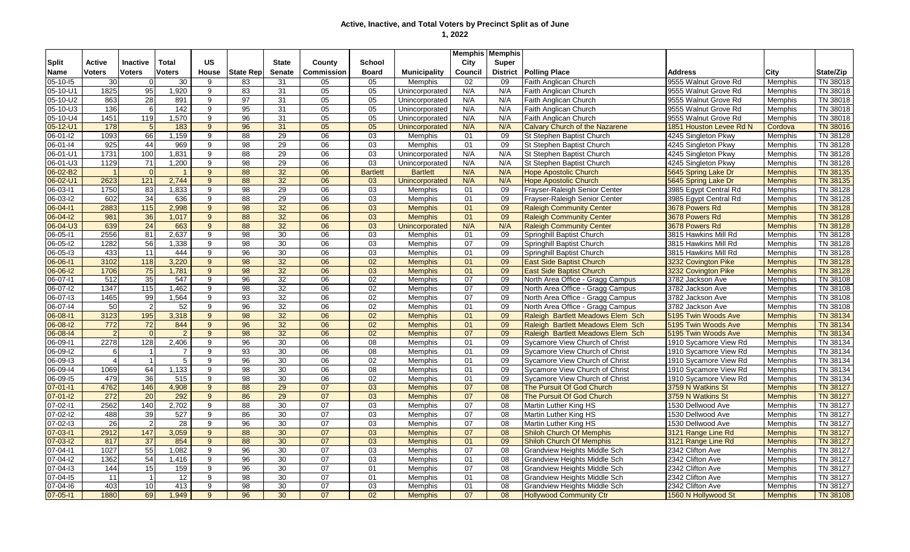# Active, Inactive, and Total Voters by Precinct Split as of June 1, 2022

| Split Name | Active Voters | Inactive Voters | Total Voters | US House | State Rep | State Senate | County Commission | School Board | Municipality | Memphis City Council | Memphis Super District | Polling Place | Address | City | State/Zip |
|---|---|---|---|---|---|---|---|---|---|---|---|---|---|---|---|
| 05-10-I5 | 30 | 0 | 30 | 9 | 83 | 31 | 05 | 05 | Memphis | 02 | 09 | Faith Anglican Church | 9555 Walnut Grove Rd | Memphis | TN 38018 |
| 05-10-U1 | 1825 | 95 | 1,920 | 9 | 83 | 31 | 05 | 05 | Unincorporated | N/A | N/A | Faith Anglican Church | 9555 Walnut Grove Rd | Memphis | TN 38018 |
| 05-10-U2 | 863 | 28 | 891 | 9 | 97 | 31 | 05 | 05 | Unincorporated | N/A | N/A | Faith Anglican Church | 9555 Walnut Grove Rd | Memphis | TN 38018 |
| 05-10-U3 | 136 | 6 | 142 | 9 | 95 | 31 | 05 | 05 | Unincorporated | N/A | N/A | Faith Anglican Church | 9555 Walnut Grove Rd | Memphis | TN 38018 |
| 05-10-U4 | 1451 | 119 | 1,570 | 9 | 96 | 31 | 05 | 05 | Unincorporated | N/A | N/A | Faith Anglican Church | 9555 Walnut Grove Rd | Memphis | TN 38018 |
| 05-12-U1 | 178 | 5 | 183 | 9 | 96 | 31 | 05 | 05 | Unincorporated | N/A | N/A | Calvary Church of the Nazarene | 1851 Houston Levee Rd N | Cordova | TN 38016 |
| 06-01-I2 | 1093 | 66 | 1,159 | 9 | 88 | 29 | 06 | 03 | Memphis | 01 | 09 | St Stephen Baptist Church | 4245 Singleton Pkwy | Memphis | TN 38128 |
| 06-01-I4 | 925 | 44 | 969 | 9 | 98 | 29 | 06 | 03 | Memphis | 01 | 09 | St Stephen Baptist Church | 4245 Singleton Pkwy | Memphis | TN 38128 |
| 06-01-U1 | 1731 | 100 | 1,831 | 9 | 88 | 29 | 06 | 03 | Unincorporated | N/A | N/A | St Stephen Baptist Church | 4245 Singleton Pkwy | Memphis | TN 38128 |
| 06-01-U3 | 1129 | 71 | 1,200 | 9 | 98 | 29 | 06 | 03 | Unincorporated | N/A | N/A | St Stephen Baptist Church | 4245 Singleton Pkwy | Memphis | TN 38128 |
| 06-02-B2 | 1 | 0 | 1 | 9 | 88 | 32 | 06 | Bartlett | Bartlett | N/A | N/A | Hope Apostolic Church | 5645 Spring Lake Dr | Memphis | TN 38135 |
| 06-02-U1 | 2623 | 121 | 2,744 | 9 | 88 | 32 | 06 | 03 | Unincorporated | N/A | N/A | Hope Apostolic Church | 5645 Spring Lake Dr | Memphis | TN 38135 |
| 06-03-I1 | 1750 | 83 | 1,833 | 9 | 98 | 29 | 06 | 03 | Memphis | 01 | 09 | Frayser-Raleigh Senior Center | 3985 Egypt Central Rd | Memphis | TN 38128 |
| 06-03-I2 | 602 | 34 | 636 | 9 | 88 | 29 | 06 | 03 | Memphis | 01 | 09 | Frayser-Raleigh Senior Center | 3985 Egypt Central Rd | Memphis | TN 38128 |
| 06-04-I1 | 2883 | 115 | 2,998 | 9 | 98 | 32 | 06 | 03 | Memphis | 01 | 09 | Raleigh Community Center | 3678 Powers Rd | Memphis | TN 38128 |
| 06-04-I2 | 981 | 36 | 1,017 | 9 | 88 | 32 | 06 | 03 | Memphis | 01 | 09 | Raleigh Community Center | 3678 Powers Rd | Memphis | TN 38128 |
| 06-04-U3 | 639 | 24 | 663 | 9 | 88 | 32 | 06 | 03 | Unincorporated | N/A | N/A | Raleigh Community Center | 3678 Powers Rd | Memphis | TN 38128 |
| 06-05-I1 | 2556 | 81 | 2,637 | 9 | 98 | 30 | 06 | 03 | Memphis | 01 | 09 | Springhill Baptist Church | 3815 Hawkins Mill Rd | Memphis | TN 38128 |
| 06-05-I2 | 1282 | 56 | 1,338 | 9 | 98 | 30 | 06 | 03 | Memphis | 07 | 09 | Springhill Baptist Church | 3815 Hawkins Mill Rd | Memphis | TN 38128 |
| 06-05-I3 | 433 | 11 | 444 | 9 | 96 | 30 | 06 | 03 | Memphis | 01 | 09 | Springhill Baptist Church | 3815 Hawkins Mill Rd | Memphis | TN 38128 |
| 06-06-I1 | 3102 | 118 | 3,220 | 9 | 98 | 32 | 06 | 02 | Memphis | 01 | 09 | East Side Baptist Church | 3232 Covington Pike | Memphis | TN 38128 |
| 06-06-I2 | 1706 | 75 | 1,781 | 9 | 98 | 32 | 06 | 03 | Memphis | 01 | 09 | East Side Baptist Church | 3232 Covington Pike | Memphis | TN 38128 |
| 06-07-I1 | 512 | 35 | 547 | 9 | 96 | 32 | 06 | 02 | Memphis | 07 | 09 | North Area Office - Gragg Campus | 3782 Jackson Ave | Memphis | TN 38108 |
| 06-07-I2 | 1347 | 115 | 1,462 | 9 | 98 | 32 | 06 | 02 | Memphis | 07 | 09 | North Area Office - Gragg Campus | 3782 Jackson Ave | Memphis | TN 38108 |
| 06-07-I3 | 1465 | 99 | 1,564 | 9 | 93 | 32 | 06 | 02 | Memphis | 07 | 09 | North Area Office - Gragg Campus | 3782 Jackson Ave | Memphis | TN 38108 |
| 06-07-I4 | 50 | 2 | 52 | 9 | 96 | 32 | 06 | 02 | Memphis | 01 | 09 | North Area Office - Gragg Campus | 3782 Jackson Ave | Memphis | TN 38108 |
| 06-08-I1 | 3123 | 195 | 3,318 | 9 | 98 | 32 | 06 | 02 | Memphis | 01 | 09 | Raleigh Bartlett Meadows Elem Sch | 5195 Twin Woods Ave | Memphis | TN 38134 |
| 06-08-I2 | 772 | 72 | 844 | 9 | 96 | 32 | 06 | 02 | Memphis | 01 | 09 | Raleigh Bartlett Meadows Elem Sch | 5195 Twin Woods Ave | Memphis | TN 38134 |
| 06-08-I4 | 2 | 0 | 2 | 9 | 98 | 32 | 06 | 02 | Memphis | 07 | 09 | Raleigh Bartlett Meadows Elem Sch | 5195 Twin Woods Ave | Memphis | TN 38134 |
| 06-09-I1 | 2278 | 128 | 2,406 | 9 | 96 | 30 | 06 | 08 | Memphis | 01 | 09 | Sycamore View Church of Christ | 1910 Sycamore View Rd | Memphis | TN 38134 |
| 06-09-I2 | 6 | 1 | 7 | 9 | 93 | 30 | 06 | 08 | Memphis | 01 | 09 | Sycamore View Church of Christ | 1910 Sycamore View Rd | Memphis | TN 38134 |
| 06-09-I3 | 4 | 1 | 5 | 9 | 96 | 30 | 06 | 02 | Memphis | 01 | 09 | Sycamore View Church of Christ | 1910 Sycamore View Rd | Memphis | TN 38134 |
| 06-09-I4 | 1069 | 64 | 1,133 | 9 | 98 | 30 | 06 | 08 | Memphis | 01 | 09 | Sycamore View Church of Christ | 1910 Sycamore View Rd | Memphis | TN 38134 |
| 06-09-I5 | 479 | 36 | 515 | 9 | 98 | 30 | 06 | 02 | Memphis | 01 | 09 | Sycamore View Church of Christ | 1910 Sycamore View Rd | Memphis | TN 38134 |
| 07-01-I1 | 4762 | 146 | 4,908 | 9 | 88 | 29 | 07 | 03 | Memphis | 07 | 08 | The Pursuit Of God Church | 3759 N Watkins St | Memphis | TN 38127 |
| 07-01-I2 | 272 | 20 | 292 | 9 | 86 | 29 | 07 | 03 | Memphis | 07 | 08 | The Pursuit Of God Church | 3759 N Watkins St | Memphis | TN 38127 |
| 07-02-I1 | 2562 | 140 | 2,702 | 9 | 88 | 30 | 07 | 03 | Memphis | 07 | 08 | Martin Luther King HS | 1530 Dellwood Ave | Memphis | TN 38127 |
| 07-02-I2 | 488 | 39 | 527 | 9 | 86 | 30 | 07 | 03 | Memphis | 07 | 08 | Martin Luther King HS | 1530 Dellwood Ave | Memphis | TN 38127 |
| 07-02-I3 | 26 | 2 | 28 | 9 | 96 | 30 | 07 | 03 | Memphis | 07 | 08 | Martin Luther King HS | 1530 Dellwood Ave | Memphis | TN 38127 |
| 07-03-I1 | 2912 | 147 | 3,059 | 9 | 88 | 30 | 07 | 03 | Memphis | 07 | 08 | Shiloh Church Of Memphis | 3121 Range Line Rd | Memphis | TN 38127 |
| 07-03-I2 | 817 | 37 | 854 | 9 | 88 | 30 | 07 | 03 | Memphis | 01 | 09 | Shiloh Church Of Memphis | 3121 Range Line Rd | Memphis | TN 38127 |
| 07-04-I1 | 1027 | 55 | 1,082 | 9 | 96 | 30 | 07 | 03 | Memphis | 07 | 08 | Grandview Heights Middle Sch | 2342 Clifton Ave | Memphis | TN 38127 |
| 07-04-I2 | 1362 | 54 | 1,416 | 9 | 96 | 30 | 07 | 03 | Memphis | 01 | 08 | Grandview Heights Middle Sch | 2342 Clifton Ave | Memphis | TN 38127 |
| 07-04-I3 | 144 | 15 | 159 | 9 | 96 | 30 | 07 | 01 | Memphis | 07 | 08 | Grandview Heights Middle Sch | 2342 Clifton Ave | Memphis | TN 38127 |
| 07-04-I5 | 11 | 1 | 12 | 9 | 98 | 30 | 07 | 01 | Memphis | 01 | 08 | Grandview Heights Middle Sch | 2342 Clifton Ave | Memphis | TN 38127 |
| 07-04-I6 | 403 | 10 | 413 | 9 | 98 | 30 | 07 | 03 | Memphis | 01 | 08 | Grandview Heights Middle Sch | 2342 Clifton Ave | Memphis | TN 38127 |
| 07-05-I1 | 1880 | 69 | 1,949 | 9 | 96 | 30 | 07 | 02 | Memphis | 07 | 08 | Hollywood Community Ctr | 1560 N Hollywood St | Memphis | TN 38108 |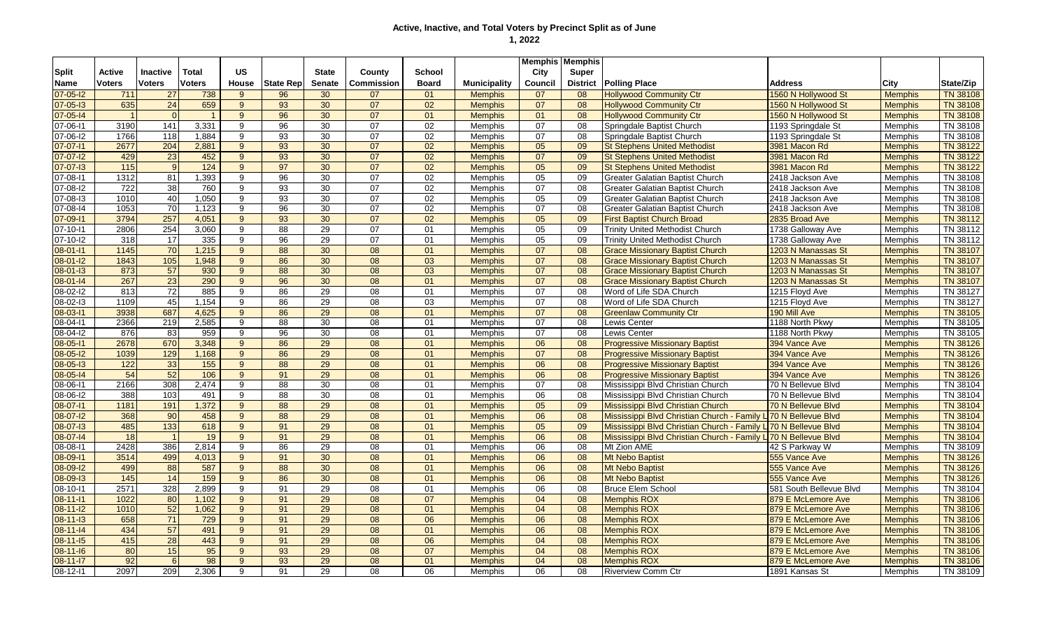# Active, Inactive, and Total Voters by Precinct Split as of June 1, 2022

| Split Name | Active Voters | Inactive Voters | Total Voters | US House | State Rep | State Senate | County Commission | School Board | Municipality | Memphis City Council | Memphis Super District | Polling Place | Address | City | State/Zip |
|---|---|---|---|---|---|---|---|---|---|---|---|---|---|---|---|
| 07-05-I2 | 711 | 27 | 738 | 9 | 96 | 30 | 07 | 01 | Memphis | 07 | 08 | Hollywood Community Ctr | 1560 N Hollywood St | Memphis | TN 38108 |
| 07-05-I3 | 635 | 24 | 659 | 9 | 93 | 30 | 07 | 02 | Memphis | 07 | 08 | Hollywood Community Ctr | 1560 N Hollywood St | Memphis | TN 38108 |
| 07-05-I4 | 1 | 0 | 1 | 9 | 96 | 30 | 07 | 01 | Memphis | 01 | 08 | Hollywood Community Ctr | 1560 N Hollywood St | Memphis | TN 38108 |
| 07-06-I1 | 3190 | 141 | 3,331 | 9 | 96 | 30 | 07 | 02 | Memphis | 07 | 08 | Springdale Baptist Church | 1193 Springdale St | Memphis | TN 38108 |
| 07-06-I2 | 1766 | 118 | 1,884 | 9 | 93 | 30 | 07 | 02 | Memphis | 07 | 08 | Springdale Baptist Church | 1193 Springdale St | Memphis | TN 38108 |
| 07-07-I1 | 2677 | 204 | 2,881 | 9 | 93 | 30 | 07 | 02 | Memphis | 05 | 09 | St Stephens United Methodist | 3981 Macon Rd | Memphis | TN 38122 |
| 07-07-I2 | 429 | 23 | 452 | 9 | 93 | 30 | 07 | 02 | Memphis | 07 | 09 | St Stephens United Methodist | 3981 Macon Rd | Memphis | TN 38122 |
| 07-07-I3 | 115 | 9 | 124 | 9 | 97 | 30 | 07 | 02 | Memphis | 05 | 09 | St Stephens United Methodist | 3981 Macon Rd | Memphis | TN 38122 |
| 07-08-I1 | 1312 | 81 | 1,393 | 9 | 96 | 30 | 07 | 02 | Memphis | 05 | 09 | Greater Galatian Baptist Church | 2418 Jackson Ave | Memphis | TN 38108 |
| 07-08-I2 | 722 | 38 | 760 | 9 | 93 | 30 | 07 | 02 | Memphis | 07 | 08 | Greater Galatian Baptist Church | 2418 Jackson Ave | Memphis | TN 38108 |
| 07-08-I3 | 1010 | 40 | 1,050 | 9 | 93 | 30 | 07 | 02 | Memphis | 05 | 09 | Greater Galatian Baptist Church | 2418 Jackson Ave | Memphis | TN 38108 |
| 07-08-I4 | 1053 | 70 | 1,123 | 9 | 96 | 30 | 07 | 02 | Memphis | 07 | 08 | Greater Galatian Baptist Church | 2418 Jackson Ave | Memphis | TN 38108 |
| 07-09-I1 | 3794 | 257 | 4,051 | 9 | 93 | 30 | 07 | 02 | Memphis | 05 | 09 | First Baptist Church Broad | 2835 Broad Ave | Memphis | TN 38112 |
| 07-10-I1 | 2806 | 254 | 3,060 | 9 | 88 | 29 | 07 | 01 | Memphis | 05 | 09 | Trinity United Methodist Church | 1738 Galloway Ave | Memphis | TN 38112 |
| 07-10-I2 | 318 | 17 | 335 | 9 | 96 | 29 | 07 | 01 | Memphis | 05 | 09 | Trinity United Methodist Church | 1738 Galloway Ave | Memphis | TN 38112 |
| 08-01-I1 | 1145 | 70 | 1,215 | 9 | 88 | 30 | 08 | 01 | Memphis | 07 | 08 | Grace Missionary Baptist Church | 1203 N Manassas St | Memphis | TN 38107 |
| 08-01-I2 | 1843 | 105 | 1,948 | 9 | 86 | 30 | 08 | 03 | Memphis | 07 | 08 | Grace Missionary Baptist Church | 1203 N Manassas St | Memphis | TN 38107 |
| 08-01-I3 | 873 | 57 | 930 | 9 | 88 | 30 | 08 | 03 | Memphis | 07 | 08 | Grace Missionary Baptist Church | 1203 N Manassas St | Memphis | TN 38107 |
| 08-01-I4 | 267 | 23 | 290 | 9 | 96 | 30 | 08 | 01 | Memphis | 07 | 08 | Grace Missionary Baptist Church | 1203 N Manassas St | Memphis | TN 38107 |
| 08-02-I2 | 813 | 72 | 885 | 9 | 86 | 29 | 08 | 01 | Memphis | 07 | 08 | Word of Life SDA Church | 1215 Floyd Ave | Memphis | TN 38127 |
| 08-02-I3 | 1109 | 45 | 1,154 | 9 | 86 | 29 | 08 | 03 | Memphis | 07 | 08 | Word of Life SDA Church | 1215 Floyd Ave | Memphis | TN 38127 |
| 08-03-I1 | 3938 | 687 | 4,625 | 9 | 86 | 29 | 08 | 01 | Memphis | 07 | 08 | Greenlaw Community Ctr | 190 Mill Ave | Memphis | TN 38105 |
| 08-04-I1 | 2366 | 219 | 2,585 | 9 | 88 | 30 | 08 | 01 | Memphis | 07 | 08 | Lewis Center | 1188 North Pkwy | Memphis | TN 38105 |
| 08-04-I2 | 876 | 83 | 959 | 9 | 96 | 30 | 08 | 01 | Memphis | 07 | 08 | Lewis Center | 1188 North Pkwy | Memphis | TN 38105 |
| 08-05-I1 | 2678 | 670 | 3,348 | 9 | 86 | 29 | 08 | 01 | Memphis | 06 | 08 | Progressive Missionary Baptist | 394 Vance Ave | Memphis | TN 38126 |
| 08-05-I2 | 1039 | 129 | 1,168 | 9 | 86 | 29 | 08 | 01 | Memphis | 07 | 08 | Progressive Missionary Baptist | 394 Vance Ave | Memphis | TN 38126 |
| 08-05-I3 | 122 | 33 | 155 | 9 | 88 | 29 | 08 | 01 | Memphis | 06 | 08 | Progressive Missionary Baptist | 394 Vance Ave | Memphis | TN 38126 |
| 08-05-I4 | 54 | 52 | 106 | 9 | 91 | 29 | 08 | 01 | Memphis | 06 | 08 | Progressive Missionary Baptist | 394 Vance Ave | Memphis | TN 38126 |
| 08-06-I1 | 2166 | 308 | 2,474 | 9 | 88 | 30 | 08 | 01 | Memphis | 07 | 08 | Mississippi Blvd Christian Church | 70 N Bellevue Blvd | Memphis | TN 38104 |
| 08-06-I2 | 388 | 103 | 491 | 9 | 88 | 30 | 08 | 01 | Memphis | 06 | 08 | Mississippi Blvd Christian Church | 70 N Bellevue Blvd | Memphis | TN 38104 |
| 08-07-I1 | 1181 | 191 | 1,372 | 9 | 88 | 29 | 08 | 01 | Memphis | 05 | 09 | Mississippi Blvd Christian Church | 70 N Bellevue Blvd | Memphis | TN 38104 |
| 08-07-I2 | 368 | 90 | 458 | 9 | 88 | 29 | 08 | 01 | Memphis | 06 | 08 | Mississippi Blvd Christian Church - Family L | 70 N Bellevue Blvd | Memphis | TN 38104 |
| 08-07-I3 | 485 | 133 | 618 | 9 | 91 | 29 | 08 | 01 | Memphis | 05 | 09 | Mississippi Blvd Christian Church - Family L | 70 N Bellevue Blvd | Memphis | TN 38104 |
| 08-07-I4 | 18 | 1 | 19 | 9 | 91 | 29 | 08 | 01 | Memphis | 06 | 08 | Mississippi Blvd Christian Church - Family L | 70 N Bellevue Blvd | Memphis | TN 38104 |
| 08-08-I1 | 2428 | 386 | 2,814 | 9 | 86 | 29 | 08 | 01 | Memphis | 06 | 08 | Mt Zion AME | 42 S Parkway W | Memphis | TN 38109 |
| 08-09-I1 | 3514 | 499 | 4,013 | 9 | 91 | 30 | 08 | 01 | Memphis | 06 | 08 | Mt Nebo Baptist | 555 Vance Ave | Memphis | TN 38126 |
| 08-09-I2 | 499 | 88 | 587 | 9 | 88 | 30 | 08 | 01 | Memphis | 06 | 08 | Mt Nebo Baptist | 555 Vance Ave | Memphis | TN 38126 |
| 08-09-I3 | 145 | 14 | 159 | 9 | 86 | 30 | 08 | 01 | Memphis | 06 | 08 | Mt Nebo Baptist | 555 Vance Ave | Memphis | TN 38126 |
| 08-10-I1 | 2571 | 328 | 2,899 | 9 | 91 | 29 | 08 | 01 | Memphis | 06 | 08 | Bruce Elem School | 581 South Bellevue Blvd | Memphis | TN 38104 |
| 08-11-I1 | 1022 | 80 | 1,102 | 9 | 91 | 29 | 08 | 07 | Memphis | 04 | 08 | Memphis ROX | 879 E McLemore Ave | Memphis | TN 38106 |
| 08-11-I2 | 1010 | 52 | 1,062 | 9 | 91 | 29 | 08 | 01 | Memphis | 04 | 08 | Memphis ROX | 879 E McLemore Ave | Memphis | TN 38106 |
| 08-11-I3 | 658 | 71 | 729 | 9 | 91 | 29 | 08 | 06 | Memphis | 06 | 08 | Memphis ROX | 879 E McLemore Ave | Memphis | TN 38106 |
| 08-11-I4 | 434 | 57 | 491 | 9 | 91 | 29 | 08 | 01 | Memphis | 06 | 08 | Memphis ROX | 879 E McLemore Ave | Memphis | TN 38106 |
| 08-11-I5 | 415 | 28 | 443 | 9 | 91 | 29 | 08 | 06 | Memphis | 04 | 08 | Memphis ROX | 879 E McLemore Ave | Memphis | TN 38106 |
| 08-11-I6 | 80 | 15 | 95 | 9 | 93 | 29 | 08 | 07 | Memphis | 04 | 08 | Memphis ROX | 879 E McLemore Ave | Memphis | TN 38106 |
| 08-11-I7 | 92 | 6 | 98 | 9 | 93 | 29 | 08 | 01 | Memphis | 04 | 08 | Memphis ROX | 879 E McLemore Ave | Memphis | TN 38106 |
| 08-12-I1 | 2097 | 209 | 2,306 | 9 | 91 | 29 | 08 | 06 | Memphis | 06 | 08 | Riverview Comm Ctr | 1891 Kansas St | Memphis | TN 38109 |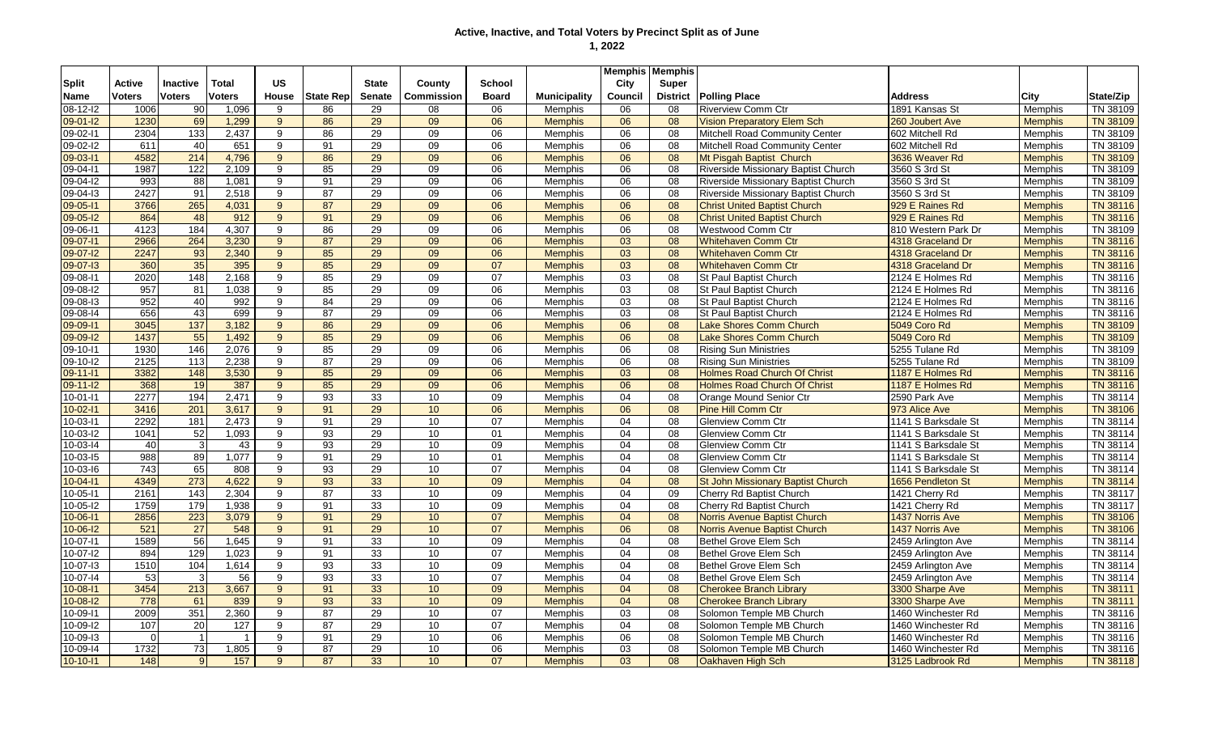# Active, Inactive, and Total Voters by Precinct Split as of June 1, 2022

| Split Name | Active Voters | Inactive Voters | Total Voters | US House | State Rep | State Senate | County Commission | School Board | Municipality | Memphis City Council | Memphis Super District | Polling Place | Address | City | State/Zip |
|---|---|---|---|---|---|---|---|---|---|---|---|---|---|---|---|
| 08-12-I2 | 1006 | 90 | 1,096 | 9 | 86 | 29 | 08 | 06 | Memphis | 06 | 08 | Riverview Comm Ctr | 1891 Kansas St | Memphis | TN 38109 |
| 09-01-I2 | 1230 | 69 | 1,299 | 9 | 86 | 29 | 09 | 06 | Memphis | 06 | 08 | Vision Preparatory Elem Sch | 260 Joubert Ave | Memphis | TN 38109 |
| 09-02-I1 | 2304 | 133 | 2,437 | 9 | 86 | 29 | 09 | 06 | Memphis | 06 | 08 | Mitchell Road Community Center | 602 Mitchell Rd | Memphis | TN 38109 |
| 09-02-I2 | 611 | 40 | 651 | 9 | 91 | 29 | 09 | 06 | Memphis | 06 | 08 | Mitchell Road Community Center | 602 Mitchell Rd | Memphis | TN 38109 |
| 09-03-I1 | 4582 | 214 | 4,796 | 9 | 86 | 29 | 09 | 06 | Memphis | 06 | 08 | Mt Pisgah Baptist Church | 3636 Weaver Rd | Memphis | TN 38109 |
| 09-04-I1 | 1987 | 122 | 2,109 | 9 | 85 | 29 | 09 | 06 | Memphis | 06 | 08 | Riverside Missionary Baptist Church | 3560 S 3rd St | Memphis | TN 38109 |
| 09-04-I2 | 993 | 88 | 1,081 | 9 | 91 | 29 | 09 | 06 | Memphis | 06 | 08 | Riverside Missionary Baptist Church | 3560 S 3rd St | Memphis | TN 38109 |
| 09-04-I3 | 2427 | 91 | 2,518 | 9 | 87 | 29 | 09 | 06 | Memphis | 06 | 08 | Riverside Missionary Baptist Church | 3560 S 3rd St | Memphis | TN 38109 |
| 09-05-I1 | 3766 | 265 | 4,031 | 9 | 87 | 29 | 09 | 06 | Memphis | 06 | 08 | Christ United Baptist Church | 929 E Raines Rd | Memphis | TN 38116 |
| 09-05-I2 | 864 | 48 | 912 | 9 | 91 | 29 | 09 | 06 | Memphis | 06 | 08 | Christ United Baptist Church | 929 E Raines Rd | Memphis | TN 38116 |
| 09-06-I1 | 4123 | 184 | 4,307 | 9 | 86 | 29 | 09 | 06 | Memphis | 06 | 08 | Westwood Comm Ctr | 810 Western Park Dr | Memphis | TN 38109 |
| 09-07-I1 | 2966 | 264 | 3,230 | 9 | 87 | 29 | 09 | 06 | Memphis | 03 | 08 | Whitehaven Comm Ctr | 4318 Graceland Dr | Memphis | TN 38116 |
| 09-07-I2 | 2247 | 93 | 2,340 | 9 | 85 | 29 | 09 | 06 | Memphis | 03 | 08 | Whitehaven Comm Ctr | 4318 Graceland Dr | Memphis | TN 38116 |
| 09-07-I3 | 360 | 35 | 395 | 9 | 85 | 29 | 09 | 07 | Memphis | 03 | 08 | Whitehaven Comm Ctr | 4318 Graceland Dr | Memphis | TN 38116 |
| 09-08-I1 | 2020 | 148 | 2,168 | 9 | 85 | 29 | 09 | 07 | Memphis | 03 | 08 | St Paul Baptist Church | 2124 E Holmes Rd | Memphis | TN 38116 |
| 09-08-I2 | 957 | 81 | 1,038 | 9 | 85 | 29 | 09 | 06 | Memphis | 03 | 08 | St Paul Baptist Church | 2124 E Holmes Rd | Memphis | TN 38116 |
| 09-08-I3 | 952 | 40 | 992 | 9 | 84 | 29 | 09 | 06 | Memphis | 03 | 08 | St Paul Baptist Church | 2124 E Holmes Rd | Memphis | TN 38116 |
| 09-08-I4 | 656 | 43 | 699 | 9 | 87 | 29 | 09 | 06 | Memphis | 03 | 08 | St Paul Baptist Church | 2124 E Holmes Rd | Memphis | TN 38116 |
| 09-09-I1 | 3045 | 137 | 3,182 | 9 | 86 | 29 | 09 | 06 | Memphis | 06 | 08 | Lake Shores Comm Church | 5049 Coro Rd | Memphis | TN 38109 |
| 09-09-I2 | 1437 | 55 | 1,492 | 9 | 85 | 29 | 09 | 06 | Memphis | 06 | 08 | Lake Shores Comm Church | 5049 Coro Rd | Memphis | TN 38109 |
| 09-10-I1 | 1930 | 146 | 2,076 | 9 | 85 | 29 | 09 | 06 | Memphis | 06 | 08 | Rising Sun Ministries | 5255 Tulane Rd | Memphis | TN 38109 |
| 09-10-I2 | 2125 | 113 | 2,238 | 9 | 87 | 29 | 09 | 06 | Memphis | 06 | 08 | Rising Sun Ministries | 5255 Tulane Rd | Memphis | TN 38109 |
| 09-11-I1 | 3382 | 148 | 3,530 | 9 | 85 | 29 | 09 | 06 | Memphis | 03 | 08 | Holmes Road Church Of Christ | 1187 E Holmes Rd | Memphis | TN 38116 |
| 09-11-I2 | 368 | 19 | 387 | 9 | 85 | 29 | 09 | 06 | Memphis | 06 | 08 | Holmes Road Church Of Christ | 1187 E Holmes Rd | Memphis | TN 38116 |
| 10-01-I1 | 2277 | 194 | 2,471 | 9 | 93 | 33 | 10 | 09 | Memphis | 04 | 08 | Orange Mound Senior Ctr | 2590 Park Ave | Memphis | TN 38114 |
| 10-02-I1 | 3416 | 201 | 3,617 | 9 | 91 | 29 | 10 | 06 | Memphis | 06 | 08 | Pine Hill Comm Ctr | 973 Alice Ave | Memphis | TN 38106 |
| 10-03-I1 | 2292 | 181 | 2,473 | 9 | 91 | 29 | 10 | 07 | Memphis | 04 | 08 | Glenview Comm Ctr | 1141 S Barksdale St | Memphis | TN 38114 |
| 10-03-I2 | 1041 | 52 | 1,093 | 9 | 93 | 29 | 10 | 01 | Memphis | 04 | 08 | Glenview Comm Ctr | 1141 S Barksdale St | Memphis | TN 38114 |
| 10-03-I4 | 40 | 3 | 43 | 9 | 93 | 29 | 10 | 09 | Memphis | 04 | 08 | Glenview Comm Ctr | 1141 S Barksdale St | Memphis | TN 38114 |
| 10-03-I5 | 988 | 89 | 1,077 | 9 | 91 | 29 | 10 | 01 | Memphis | 04 | 08 | Glenview Comm Ctr | 1141 S Barksdale St | Memphis | TN 38114 |
| 10-03-I6 | 743 | 65 | 808 | 9 | 93 | 29 | 10 | 07 | Memphis | 04 | 08 | Glenview Comm Ctr | 1141 S Barksdale St | Memphis | TN 38114 |
| 10-04-I1 | 4349 | 273 | 4,622 | 9 | 93 | 33 | 10 | 09 | Memphis | 04 | 08 | St John Missionary Baptist Church | 1656 Pendleton St | Memphis | TN 38114 |
| 10-05-I1 | 2161 | 143 | 2,304 | 9 | 87 | 33 | 10 | 09 | Memphis | 04 | 09 | Cherry Rd Baptist Church | 1421 Cherry Rd | Memphis | TN 38117 |
| 10-05-I2 | 1759 | 179 | 1,938 | 9 | 91 | 33 | 10 | 09 | Memphis | 04 | 08 | Cherry Rd Baptist Church | 1421 Cherry Rd | Memphis | TN 38117 |
| 10-06-I1 | 2856 | 223 | 3,079 | 9 | 91 | 29 | 10 | 07 | Memphis | 04 | 08 | Norris Avenue Baptist Church | 1437 Norris Ave | Memphis | TN 38106 |
| 10-06-I2 | 521 | 27 | 548 | 9 | 91 | 29 | 10 | 07 | Memphis | 06 | 08 | Norris Avenue Baptist Church | 1437 Norris Ave | Memphis | TN 38106 |
| 10-07-I1 | 1589 | 56 | 1,645 | 9 | 91 | 33 | 10 | 09 | Memphis | 04 | 08 | Bethel Grove Elem Sch | 2459 Arlington Ave | Memphis | TN 38114 |
| 10-07-I2 | 894 | 129 | 1,023 | 9 | 91 | 33 | 10 | 07 | Memphis | 04 | 08 | Bethel Grove Elem Sch | 2459 Arlington Ave | Memphis | TN 38114 |
| 10-07-I3 | 1510 | 104 | 1,614 | 9 | 93 | 33 | 10 | 09 | Memphis | 04 | 08 | Bethel Grove Elem Sch | 2459 Arlington Ave | Memphis | TN 38114 |
| 10-07-I4 | 53 | 3 | 56 | 9 | 93 | 33 | 10 | 07 | Memphis | 04 | 08 | Bethel Grove Elem Sch | 2459 Arlington Ave | Memphis | TN 38114 |
| 10-08-I1 | 3454 | 213 | 3,667 | 9 | 91 | 33 | 10 | 09 | Memphis | 04 | 08 | Cherokee Branch Library | 3300 Sharpe Ave | Memphis | TN 38111 |
| 10-08-I2 | 778 | 61 | 839 | 9 | 93 | 33 | 10 | 09 | Memphis | 04 | 08 | Cherokee Branch Library | 3300 Sharpe Ave | Memphis | TN 38111 |
| 10-09-I1 | 2009 | 351 | 2,360 | 9 | 87 | 29 | 10 | 07 | Memphis | 03 | 08 | Solomon Temple MB Church | 1460 Winchester Rd | Memphis | TN 38116 |
| 10-09-I2 | 107 | 20 | 127 | 9 | 87 | 29 | 10 | 07 | Memphis | 04 | 08 | Solomon Temple MB Church | 1460 Winchester Rd | Memphis | TN 38116 |
| 10-09-I3 | 0 | 1 | 1 | 9 | 91 | 29 | 10 | 06 | Memphis | 06 | 08 | Solomon Temple MB Church | 1460 Winchester Rd | Memphis | TN 38116 |
| 10-09-I4 | 1732 | 73 | 1,805 | 9 | 87 | 29 | 10 | 06 | Memphis | 03 | 08 | Solomon Temple MB Church | 1460 Winchester Rd | Memphis | TN 38116 |
| 10-10-I1 | 148 | 9 | 157 | 9 | 87 | 33 | 10 | 07 | Memphis | 03 | 08 | Oakhaven High Sch | 3125 Ladbrook Rd | Memphis | TN 38118 |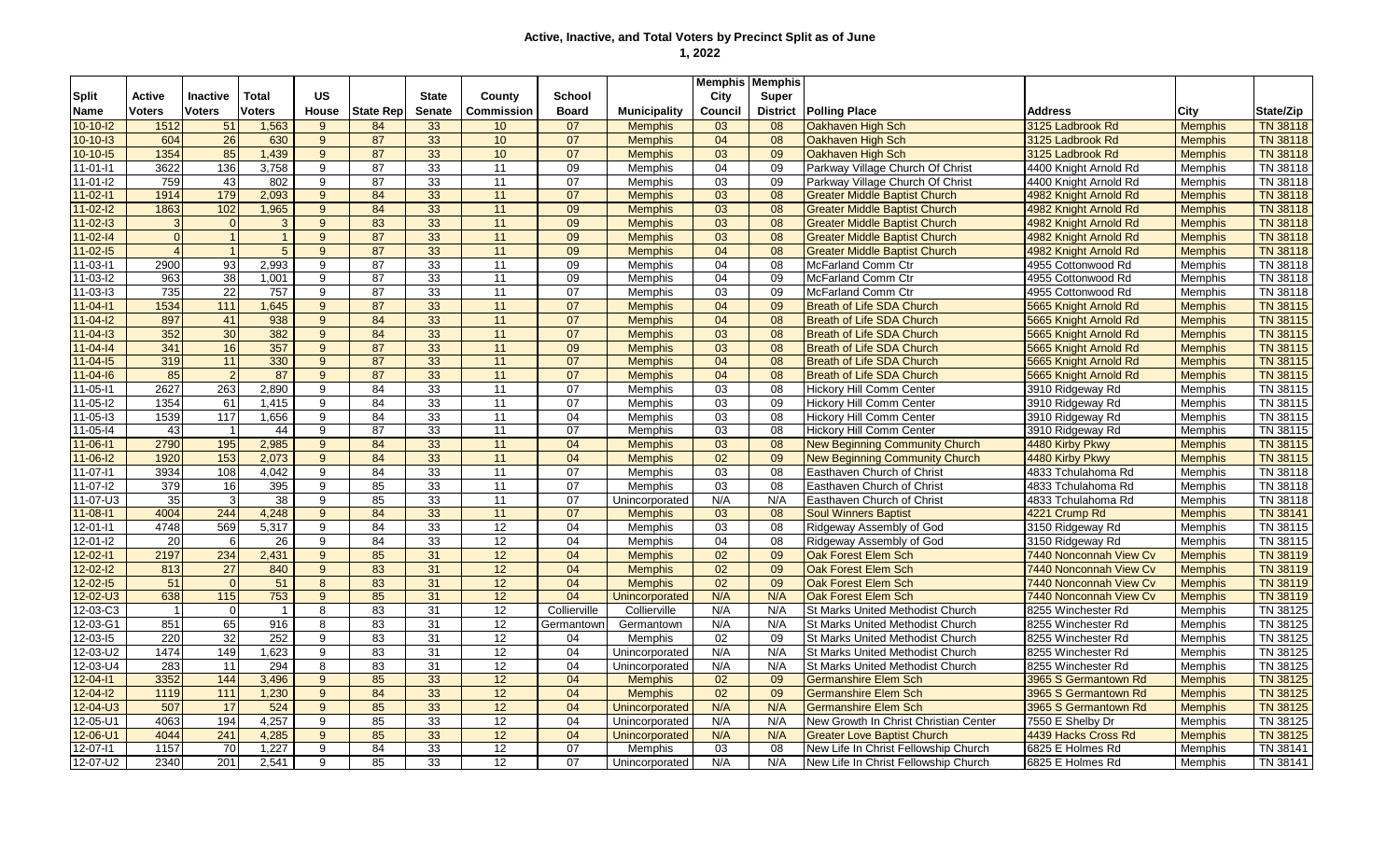# Active, Inactive, and Total Voters by Precinct Split as of June 1, 2022

| Split Name | Active Voters | Inactive Voters | Total Voters | US House | State Rep | State Senate | County Commission | School Board | Municipality | Memphis City Council | Memphis Super District | Polling Place | Address | City | State/Zip |
|---|---|---|---|---|---|---|---|---|---|---|---|---|---|---|---|
| 10-10-I2 | 1512 | 51 | 1,563 | 9 | 84 | 33 | 10 | 07 | Memphis | 03 | 08 | Oakhaven High Sch | 3125 Ladbrook Rd | Memphis | TN 38118 |
| 10-10-I3 | 604 | 26 | 630 | 9 | 87 | 33 | 10 | 07 | Memphis | 04 | 08 | Oakhaven High Sch | 3125 Ladbrook Rd | Memphis | TN 38118 |
| 10-10-I5 | 1354 | 85 | 1,439 | 9 | 87 | 33 | 10 | 07 | Memphis | 03 | 09 | Oakhaven High Sch | 3125 Ladbrook Rd | Memphis | TN 38118 |
| 11-01-I1 | 3622 | 136 | 3,758 | 9 | 87 | 33 | 11 | 09 | Memphis | 04 | 09 | Parkway Village Church Of Christ | 4400 Knight Arnold Rd | Memphis | TN 38118 |
| 11-01-I2 | 759 | 43 | 802 | 9 | 87 | 33 | 11 | 07 | Memphis | 03 | 09 | Parkway Village Church Of Christ | 4400 Knight Arnold Rd | Memphis | TN 38118 |
| 11-02-I1 | 1914 | 179 | 2,093 | 9 | 84 | 33 | 11 | 07 | Memphis | 03 | 08 | Greater Middle Baptist Church | 4982 Knight Arnold Rd | Memphis | TN 38118 |
| 11-02-I2 | 1863 | 102 | 1,965 | 9 | 84 | 33 | 11 | 09 | Memphis | 03 | 08 | Greater Middle Baptist Church | 4982 Knight Arnold Rd | Memphis | TN 38118 |
| 11-02-I3 | 3 | 0 | 3 | 9 | 83 | 33 | 11 | 09 | Memphis | 03 | 08 | Greater Middle Baptist Church | 4982 Knight Arnold Rd | Memphis | TN 38118 |
| 11-02-I4 | 0 | 1 | 1 | 9 | 87 | 33 | 11 | 09 | Memphis | 03 | 08 | Greater Middle Baptist Church | 4982 Knight Arnold Rd | Memphis | TN 38118 |
| 11-02-I5 | 4 | 1 | 5 | 9 | 87 | 33 | 11 | 09 | Memphis | 04 | 08 | Greater Middle Baptist Church | 4982 Knight Arnold Rd | Memphis | TN 38118 |
| 11-03-I1 | 2900 | 93 | 2,993 | 9 | 87 | 33 | 11 | 09 | Memphis | 04 | 08 | McFarland Comm Ctr | 4955 Cottonwood Rd | Memphis | TN 38118 |
| 11-03-I2 | 963 | 38 | 1,001 | 9 | 87 | 33 | 11 | 09 | Memphis | 04 | 09 | McFarland Comm Ctr | 4955 Cottonwood Rd | Memphis | TN 38118 |
| 11-03-I3 | 735 | 22 | 757 | 9 | 87 | 33 | 11 | 07 | Memphis | 03 | 09 | McFarland Comm Ctr | 4955 Cottonwood Rd | Memphis | TN 38118 |
| 11-04-I1 | 1534 | 111 | 1,645 | 9 | 87 | 33 | 11 | 07 | Memphis | 04 | 09 | Breath of Life SDA Church | 5665 Knight Arnold Rd | Memphis | TN 38115 |
| 11-04-I2 | 897 | 41 | 938 | 9 | 84 | 33 | 11 | 07 | Memphis | 04 | 08 | Breath of Life SDA Church | 5665 Knight Arnold Rd | Memphis | TN 38115 |
| 11-04-I3 | 352 | 30 | 382 | 9 | 84 | 33 | 11 | 07 | Memphis | 03 | 08 | Breath of Life SDA Church | 5665 Knight Arnold Rd | Memphis | TN 38115 |
| 11-04-I4 | 341 | 16 | 357 | 9 | 87 | 33 | 11 | 09 | Memphis | 03 | 08 | Breath of Life SDA Church | 5665 Knight Arnold Rd | Memphis | TN 38115 |
| 11-04-I5 | 319 | 11 | 330 | 9 | 87 | 33 | 11 | 07 | Memphis | 04 | 08 | Breath of Life SDA Church | 5665 Knight Arnold Rd | Memphis | TN 38115 |
| 11-04-I6 | 85 | 2 | 87 | 9 | 87 | 33 | 11 | 07 | Memphis | 04 | 08 | Breath of Life SDA Church | 5665 Knight Arnold Rd | Memphis | TN 38115 |
| 11-05-I1 | 2627 | 263 | 2,890 | 9 | 84 | 33 | 11 | 07 | Memphis | 03 | 08 | Hickory Hill Comm Center | 3910 Ridgeway Rd | Memphis | TN 38115 |
| 11-05-I2 | 1354 | 61 | 1,415 | 9 | 84 | 33 | 11 | 07 | Memphis | 03 | 09 | Hickory Hill Comm Center | 3910 Ridgeway Rd | Memphis | TN 38115 |
| 11-05-I3 | 1539 | 117 | 1,656 | 9 | 84 | 33 | 11 | 04 | Memphis | 03 | 08 | Hickory Hill Comm Center | 3910 Ridgeway Rd | Memphis | TN 38115 |
| 11-05-I4 | 43 | 1 | 44 | 9 | 87 | 33 | 11 | 07 | Memphis | 03 | 08 | Hickory Hill Comm Center | 3910 Ridgeway Rd | Memphis | TN 38115 |
| 11-06-I1 | 2790 | 195 | 2,985 | 9 | 84 | 33 | 11 | 04 | Memphis | 03 | 08 | New Beginning Community Church | 4480 Kirby Pkwy | Memphis | TN 38115 |
| 11-06-I2 | 1920 | 153 | 2,073 | 9 | 84 | 33 | 11 | 04 | Memphis | 02 | 09 | New Beginning Community Church | 4480 Kirby Pkwy | Memphis | TN 38115 |
| 11-07-I1 | 3934 | 108 | 4,042 | 9 | 84 | 33 | 11 | 07 | Memphis | 03 | 08 | Easthaven Church of Christ | 4833 Tchulahoma Rd | Memphis | TN 38118 |
| 11-07-I2 | 379 | 16 | 395 | 9 | 85 | 33 | 11 | 07 | Memphis | 03 | 08 | Easthaven Church of Christ | 4833 Tchulahoma Rd | Memphis | TN 38118 |
| 11-07-U3 | 35 | 3 | 38 | 9 | 85 | 33 | 11 | 07 | Unincorporated | N/A | N/A | Easthaven Church of Christ | 4833 Tchulahoma Rd | Memphis | TN 38118 |
| 11-08-I1 | 4004 | 244 | 4,248 | 9 | 84 | 33 | 11 | 07 | Memphis | 03 | 08 | Soul Winners Baptist | 4221 Crump Rd | Memphis | TN 38141 |
| 12-01-I1 | 4748 | 569 | 5,317 | 9 | 84 | 33 | 12 | 04 | Memphis | 03 | 08 | Ridgeway Assembly of God | 3150 Ridgeway Rd | Memphis | TN 38115 |
| 12-01-I2 | 20 | 6 | 26 | 9 | 84 | 33 | 12 | 04 | Memphis | 04 | 08 | Ridgeway Assembly of God | 3150 Ridgeway Rd | Memphis | TN 38115 |
| 12-02-I1 | 2197 | 234 | 2,431 | 9 | 85 | 31 | 12 | 04 | Memphis | 02 | 09 | Oak Forest Elem Sch | 7440 Nonconnah View Cv | Memphis | TN 38119 |
| 12-02-I2 | 813 | 27 | 840 | 9 | 83 | 31 | 12 | 04 | Memphis | 02 | 09 | Oak Forest Elem Sch | 7440 Nonconnah View Cv | Memphis | TN 38119 |
| 12-02-I5 | 51 | 0 | 51 | 8 | 83 | 31 | 12 | 04 | Memphis | 02 | 09 | Oak Forest Elem Sch | 7440 Nonconnah View Cv | Memphis | TN 38119 |
| 12-02-U3 | 638 | 115 | 753 | 9 | 85 | 31 | 12 | 04 | Unincorporated | N/A | N/A | Oak Forest Elem Sch | 7440 Nonconnah View Cv | Memphis | TN 38119 |
| 12-03-C3 | 1 | 0 | 1 | 8 | 83 | 31 | 12 | Collierville | Collierville | N/A | N/A | St Marks United Methodist Church | 8255 Winchester Rd | Memphis | TN 38125 |
| 12-03-G1 | 851 | 65 | 916 | 8 | 83 | 31 | 12 | Germantown | Germantown | N/A | N/A | St Marks United Methodist Church | 8255 Winchester Rd | Memphis | TN 38125 |
| 12-03-I5 | 220 | 32 | 252 | 9 | 83 | 31 | 12 | 04 | Memphis | 02 | 09 | St Marks United Methodist Church | 8255 Winchester Rd | Memphis | TN 38125 |
| 12-03-U2 | 1474 | 149 | 1,623 | 9 | 83 | 31 | 12 | 04 | Unincorporated | N/A | N/A | St Marks United Methodist Church | 8255 Winchester Rd | Memphis | TN 38125 |
| 12-03-U4 | 283 | 11 | 294 | 8 | 83 | 31 | 12 | 04 | Unincorporated | N/A | N/A | St Marks United Methodist Church | 8255 Winchester Rd | Memphis | TN 38125 |
| 12-04-I1 | 3352 | 144 | 3,496 | 9 | 85 | 33 | 12 | 04 | Memphis | 02 | 09 | Germanshire Elem Sch | 3965 S Germantown Rd | Memphis | TN 38125 |
| 12-04-I2 | 1119 | 111 | 1,230 | 9 | 84 | 33 | 12 | 04 | Memphis | 02 | 09 | Germanshire Elem Sch | 3965 S Germantown Rd | Memphis | TN 38125 |
| 12-04-U3 | 507 | 17 | 524 | 9 | 85 | 33 | 12 | 04 | Unincorporated | N/A | N/A | Germanshire Elem Sch | 3965 S Germantown Rd | Memphis | TN 38125 |
| 12-05-U1 | 4063 | 194 | 4,257 | 9 | 85 | 33 | 12 | 04 | Unincorporated | N/A | N/A | New Growth In Christ Christian Center | 7550 E Shelby Dr | Memphis | TN 38125 |
| 12-06-U1 | 4044 | 241 | 4,285 | 9 | 85 | 33 | 12 | 04 | Unincorporated | N/A | N/A | Greater Love Baptist Church | 4439 Hacks Cross Rd | Memphis | TN 38125 |
| 12-07-I1 | 1157 | 70 | 1,227 | 9 | 84 | 33 | 12 | 07 | Memphis | 03 | 08 | New Life In Christ Fellowship Church | 6825 E Holmes Rd | Memphis | TN 38141 |
| 12-07-U2 | 2340 | 201 | 2,541 | 9 | 85 | 33 | 12 | 07 | Unincorporated | N/A | N/A | New Life In Christ Fellowship Church | 6825 E Holmes Rd | Memphis | TN 38141 |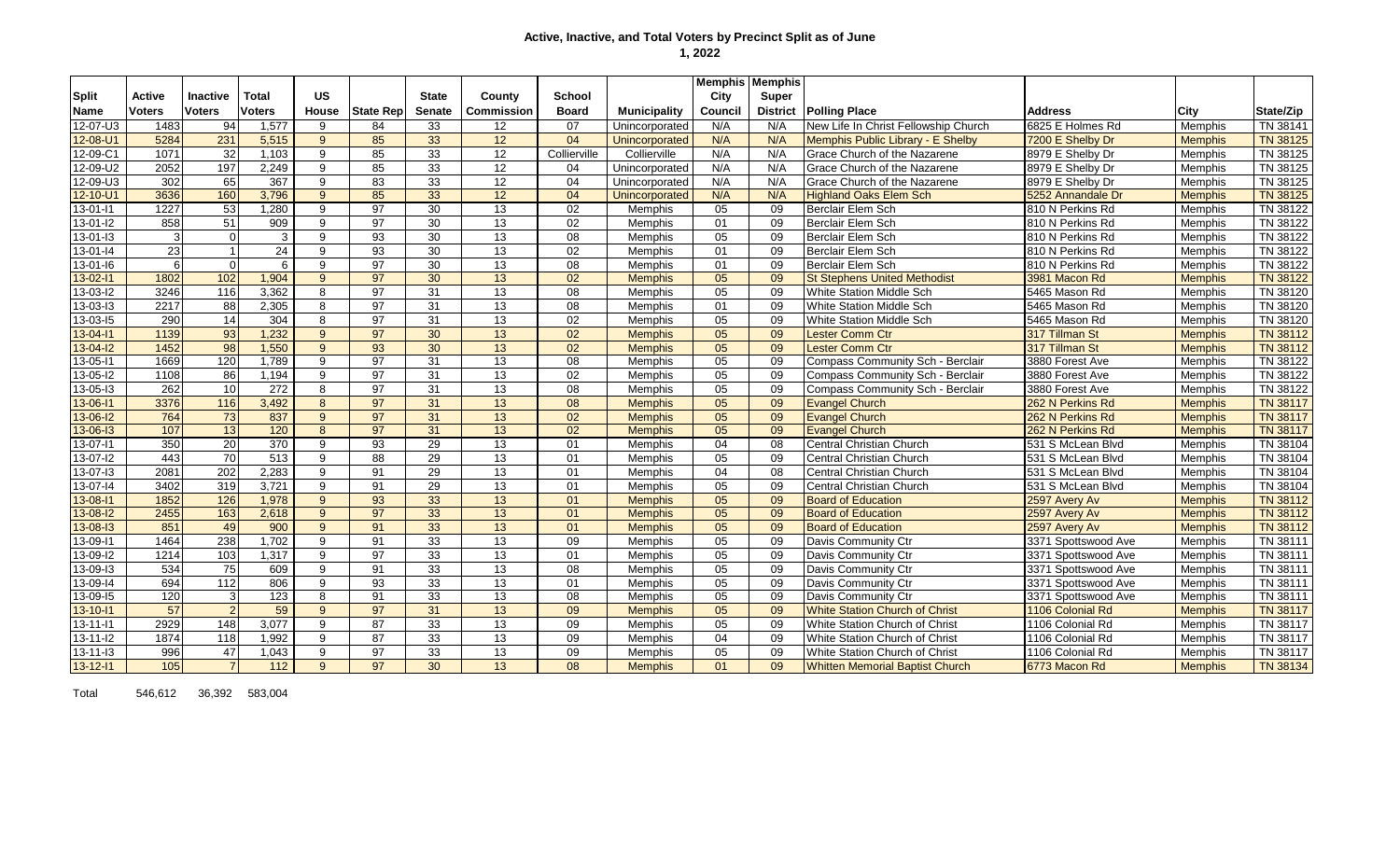# Active, Inactive, and Total Voters by Precinct Split as of June 1, 2022

| Split Name | Active Voters | Inactive Voters | Total Voters | US House | State Rep | State Senate | County Commission | School Board | Municipality | Memphis City Council | Memphis Super District | Polling Place | Address | City | State/Zip |
|---|---|---|---|---|---|---|---|---|---|---|---|---|---|---|---|
| 12-07-U3 | 1483 | 94 | 1,577 | 9 | 84 | 33 | 12 | 07 | Unincorporated | N/A | N/A | New Life In Christ Fellowship Church | 6825 E Holmes Rd | Memphis | TN 38141 |
| 12-08-U1 | 5284 | 231 | 5,515 | 9 | 85 | 33 | 12 | 04 | Unincorporated | N/A | N/A | Memphis Public Library - E Shelby | 7200 E Shelby Dr | Memphis | TN 38125 |
| 12-09-C1 | 1071 | 32 | 1,103 | 9 | 85 | 33 | 12 | Collierville | Collierville | N/A | N/A | Grace Church of the Nazarene | 8979 E Shelby Dr | Memphis | TN 38125 |
| 12-09-U2 | 2052 | 197 | 2,249 | 9 | 85 | 33 | 12 | 04 | Unincorporated | N/A | N/A | Grace Church of the Nazarene | 8979 E Shelby Dr | Memphis | TN 38125 |
| 12-09-U3 | 302 | 65 | 367 | 9 | 83 | 33 | 12 | 04 | Unincorporated | N/A | N/A | Grace Church of the Nazarene | 8979 E Shelby Dr | Memphis | TN 38125 |
| 12-10-U1 | 3636 | 160 | 3,796 | 9 | 85 | 33 | 12 | 04 | Unincorporated | N/A | N/A | Highland Oaks Elem Sch | 5252 Annandale Dr | Memphis | TN 38125 |
| 13-01-I1 | 1227 | 53 | 1,280 | 9 | 97 | 30 | 13 | 02 | Memphis | 05 | 09 | Berclair Elem Sch | 810 N Perkins Rd | Memphis | TN 38122 |
| 13-01-I2 | 858 | 51 | 909 | 9 | 97 | 30 | 13 | 02 | Memphis | 01 | 09 | Berclair Elem Sch | 810 N Perkins Rd | Memphis | TN 38122 |
| 13-01-I3 | 3 | 0 | 3 | 9 | 93 | 30 | 13 | 08 | Memphis | 05 | 09 | Berclair Elem Sch | 810 N Perkins Rd | Memphis | TN 38122 |
| 13-01-I4 | 23 | 1 | 24 | 9 | 93 | 30 | 13 | 02 | Memphis | 01 | 09 | Berclair Elem Sch | 810 N Perkins Rd | Memphis | TN 38122 |
| 13-01-I6 | 6 | 0 | 6 | 9 | 97 | 30 | 13 | 08 | Memphis | 01 | 09 | Berclair Elem Sch | 810 N Perkins Rd | Memphis | TN 38122 |
| 13-02-I1 | 1802 | 102 | 1,904 | 9 | 97 | 30 | 13 | 02 | Memphis | 05 | 09 | St Stephens United Methodist | 3981 Macon Rd | Memphis | TN 38122 |
| 13-03-I2 | 3246 | 116 | 3,362 | 8 | 97 | 31 | 13 | 08 | Memphis | 05 | 09 | White Station Middle Sch | 5465 Mason Rd | Memphis | TN 38120 |
| 13-03-I3 | 2217 | 88 | 2,305 | 8 | 97 | 31 | 13 | 08 | Memphis | 01 | 09 | White Station Middle Sch | 5465 Mason Rd | Memphis | TN 38120 |
| 13-03-I5 | 290 | 14 | 304 | 8 | 97 | 31 | 13 | 02 | Memphis | 05 | 09 | White Station Middle Sch | 5465 Mason Rd | Memphis | TN 38120 |
| 13-04-I1 | 1139 | 93 | 1,232 | 9 | 97 | 30 | 13 | 02 | Memphis | 05 | 09 | Lester Comm Ctr | 317 Tillman St | Memphis | TN 38112 |
| 13-04-I2 | 1452 | 98 | 1,550 | 9 | 93 | 30 | 13 | 02 | Memphis | 05 | 09 | Lester Comm Ctr | 317 Tillman St | Memphis | TN 38112 |
| 13-05-I1 | 1669 | 120 | 1,789 | 9 | 97 | 31 | 13 | 08 | Memphis | 05 | 09 | Compass Community Sch - Berclair | 3880 Forest Ave | Memphis | TN 38122 |
| 13-05-I2 | 1108 | 86 | 1,194 | 9 | 97 | 31 | 13 | 02 | Memphis | 05 | 09 | Compass Community Sch - Berclair | 3880 Forest Ave | Memphis | TN 38122 |
| 13-05-I3 | 262 | 10 | 272 | 8 | 97 | 31 | 13 | 08 | Memphis | 05 | 09 | Compass Community Sch - Berclair | 3880 Forest Ave | Memphis | TN 38122 |
| 13-06-I1 | 3376 | 116 | 3,492 | 8 | 97 | 31 | 13 | 08 | Memphis | 05 | 09 | Evangel Church | 262 N Perkins Rd | Memphis | TN 38117 |
| 13-06-I2 | 764 | 73 | 837 | 9 | 97 | 31 | 13 | 02 | Memphis | 05 | 09 | Evangel Church | 262 N Perkins Rd | Memphis | TN 38117 |
| 13-06-I3 | 107 | 13 | 120 | 8 | 97 | 31 | 13 | 02 | Memphis | 05 | 09 | Evangel Church | 262 N Perkins Rd | Memphis | TN 38117 |
| 13-07-I1 | 350 | 20 | 370 | 9 | 93 | 29 | 13 | 01 | Memphis | 04 | 08 | Central Christian Church | 531 S McLean Blvd | Memphis | TN 38104 |
| 13-07-I2 | 443 | 70 | 513 | 9 | 88 | 29 | 13 | 01 | Memphis | 05 | 09 | Central Christian Church | 531 S McLean Blvd | Memphis | TN 38104 |
| 13-07-I3 | 2081 | 202 | 2,283 | 9 | 91 | 29 | 13 | 01 | Memphis | 04 | 08 | Central Christian Church | 531 S McLean Blvd | Memphis | TN 38104 |
| 13-07-I4 | 3402 | 319 | 3,721 | 9 | 91 | 29 | 13 | 01 | Memphis | 05 | 09 | Central Christian Church | 531 S McLean Blvd | Memphis | TN 38104 |
| 13-08-I1 | 1852 | 126 | 1,978 | 9 | 93 | 33 | 13 | 01 | Memphis | 05 | 09 | Board of Education | 2597 Avery Av | Memphis | TN 38112 |
| 13-08-I2 | 2455 | 163 | 2,618 | 9 | 97 | 33 | 13 | 01 | Memphis | 05 | 09 | Board of Education | 2597 Avery Av | Memphis | TN 38112 |
| 13-08-I3 | 851 | 49 | 900 | 9 | 91 | 33 | 13 | 01 | Memphis | 05 | 09 | Board of Education | 2597 Avery Av | Memphis | TN 38112 |
| 13-09-I1 | 1464 | 238 | 1,702 | 9 | 91 | 33 | 13 | 09 | Memphis | 05 | 09 | Davis Community Ctr | 3371 Spottswood Ave | Memphis | TN 38111 |
| 13-09-I2 | 1214 | 103 | 1,317 | 9 | 97 | 33 | 13 | 01 | Memphis | 05 | 09 | Davis Community Ctr | 3371 Spottswood Ave | Memphis | TN 38111 |
| 13-09-I3 | 534 | 75 | 609 | 9 | 91 | 33 | 13 | 08 | Memphis | 05 | 09 | Davis Community Ctr | 3371 Spottswood Ave | Memphis | TN 38111 |
| 13-09-I4 | 694 | 112 | 806 | 9 | 93 | 33 | 13 | 01 | Memphis | 05 | 09 | Davis Community Ctr | 3371 Spottswood Ave | Memphis | TN 38111 |
| 13-09-I5 | 120 | 3 | 123 | 8 | 91 | 33 | 13 | 08 | Memphis | 05 | 09 | Davis Community Ctr | 3371 Spottswood Ave | Memphis | TN 38111 |
| 13-10-I1 | 57 | 2 | 59 | 9 | 97 | 31 | 13 | 09 | Memphis | 05 | 09 | White Station Church of Christ | 1106 Colonial Rd | Memphis | TN 38117 |
| 13-11-I1 | 2929 | 148 | 3,077 | 9 | 87 | 33 | 13 | 09 | Memphis | 05 | 09 | White Station Church of Christ | 1106 Colonial Rd | Memphis | TN 38117 |
| 13-11-I2 | 1874 | 118 | 1,992 | 9 | 87 | 33 | 13 | 09 | Memphis | 04 | 09 | White Station Church of Christ | 1106 Colonial Rd | Memphis | TN 38117 |
| 13-11-I3 | 996 | 47 | 1,043 | 9 | 97 | 33 | 13 | 09 | Memphis | 05 | 09 | White Station Church of Christ | 1106 Colonial Rd | Memphis | TN 38117 |
| 13-12-I1 | 105 | 7 | 112 | 9 | 97 | 30 | 13 | 08 | Memphis | 01 | 09 | Whitten Memorial Baptist Church | 6773 Macon Rd | Memphis | TN 38134 |

Total 546,612 36,392 583,004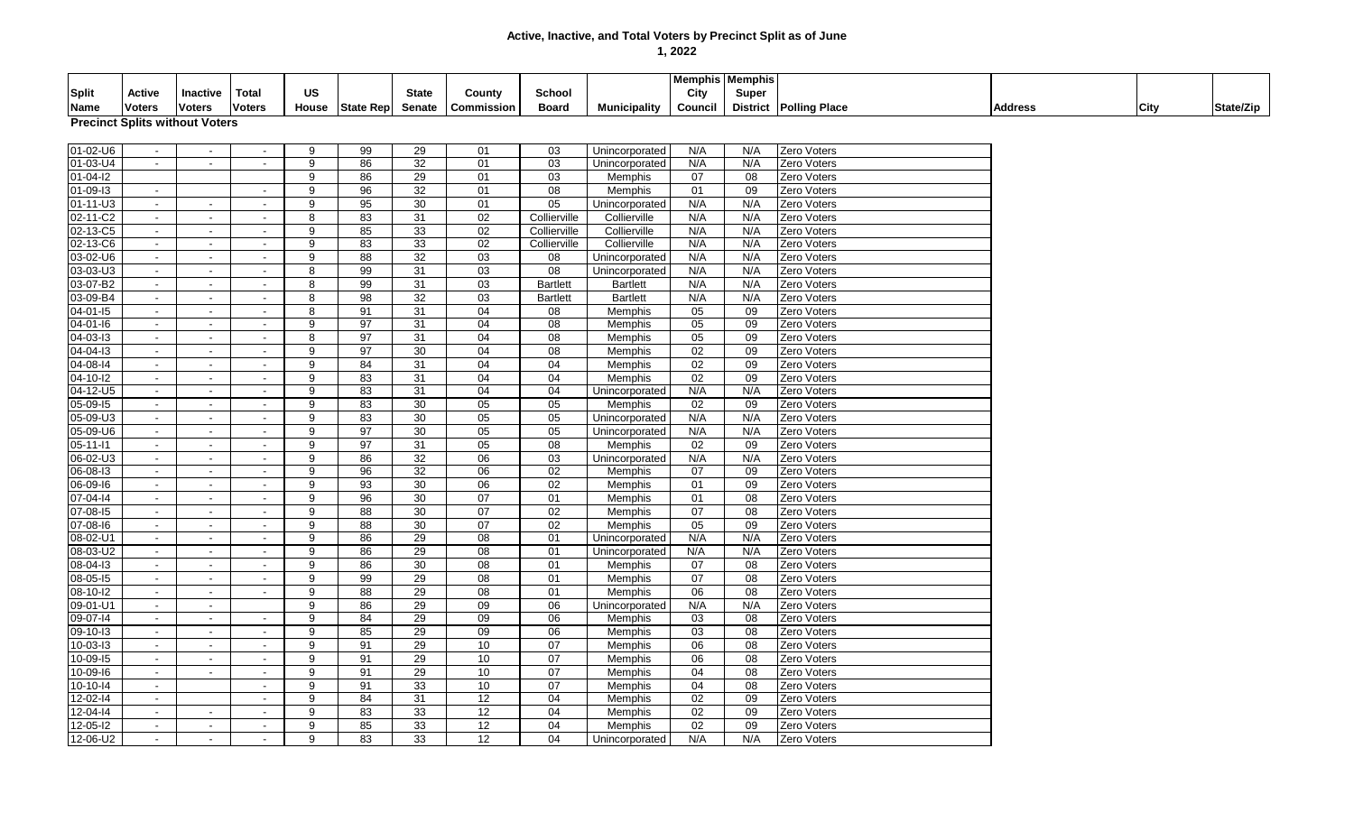# Active, Inactive, and Total Voters by Precinct Split as of June 1, 2022

| Split Name | Active Voters | Inactive Voters | Total Voters | US House | State Rep | State Senate | County Commission | School Board | Municipality | Memphis City Council | Memphis Super District | Polling Place | Address | City | State/Zip |
|---|---|---|---|---|---|---|---|---|---|---|---|---|---|---|---|
| **Precinct Splits without Voters** | | | | | | | | | | | | | | | |
| 01-02-U6 | - | - | - | 9 | 99 | 29 | 01 | 03 | Unincorporated | N/A | N/A | Zero Voters | | | |
| 01-03-U4 | - | - | - | 9 | 86 | 32 | 01 | 03 | Unincorporated | N/A | N/A | Zero Voters | | | |
| 01-04-I2 | | | | 9 | 86 | 29 | 01 | 03 | Memphis | 07 | 08 | Zero Voters | | | |
| 01-09-I3 | - | | - | 9 | 96 | 32 | 01 | 08 | Memphis | 01 | 09 | Zero Voters | | | |
| 01-11-U3 | - | - | - | 9 | 95 | 30 | 01 | 05 | Unincorporated | N/A | N/A | Zero Voters | | | |
| 02-11-C2 | - | - | - | 8 | 83 | 31 | 02 | Collierville | Collierville | N/A | N/A | Zero Voters | | | |
| 02-13-C5 | - | - | - | 9 | 85 | 33 | 02 | Collierville | Collierville | N/A | N/A | Zero Voters | | | |
| 02-13-C6 | - | - | - | 9 | 83 | 33 | 02 | Collierville | Collierville | N/A | N/A | Zero Voters | | | |
| 03-02-U6 | - | - | - | 9 | 88 | 32 | 03 | 08 | Unincorporated | N/A | N/A | Zero Voters | | | |
| 03-03-U3 | - | - | - | 8 | 99 | 31 | 03 | 08 | Unincorporated | N/A | N/A | Zero Voters | | | |
| 03-07-B2 | - | - | - | 8 | 99 | 31 | 03 | Bartlett | Bartlett | N/A | N/A | Zero Voters | | | |
| 03-09-B4 | - | - | - | 8 | 98 | 32 | 03 | Bartlett | Bartlett | N/A | N/A | Zero Voters | | | |
| 04-01-I5 | - | - | - | 8 | 91 | 31 | 04 | 08 | Memphis | 05 | 09 | Zero Voters | | | |
| 04-01-I6 | - | - | - | 9 | 97 | 31 | 04 | 08 | Memphis | 05 | 09 | Zero Voters | | | |
| 04-03-I3 | - | - | - | 8 | 97 | 31 | 04 | 08 | Memphis | 05 | 09 | Zero Voters | | | |
| 04-04-I3 | - | - | - | 9 | 97 | 30 | 04 | 08 | Memphis | 02 | 09 | Zero Voters | | | |
| 04-08-I4 | - | - | - | 9 | 84 | 31 | 04 | 04 | Memphis | 02 | 09 | Zero Voters | | | |
| 04-10-I2 | - | - | - | 9 | 83 | 31 | 04 | 04 | Memphis | 02 | 09 | Zero Voters | | | |
| 04-12-U5 | - | - | - | 9 | 83 | 31 | 04 | 04 | Unincorporated | N/A | N/A | Zero Voters | | | |
| 05-09-I5 | - | - | - | 9 | 83 | 30 | 05 | 05 | Memphis | 02 | 09 | Zero Voters | | | |
| 05-09-U3 | - | - | - | 9 | 83 | 30 | 05 | 05 | Unincorporated | N/A | N/A | Zero Voters | | | |
| 05-09-U6 | - | - | - | 9 | 97 | 30 | 05 | 05 | Unincorporated | N/A | N/A | Zero Voters | | | |
| 05-11-I1 | - | - | - | 9 | 97 | 31 | 05 | 08 | Memphis | 02 | 09 | Zero Voters | | | |
| 06-02-U3 | - | - | - | 9 | 86 | 32 | 06 | 03 | Unincorporated | N/A | N/A | Zero Voters | | | |
| 06-08-I3 | - | - | - | 9 | 96 | 32 | 06 | 02 | Memphis | 07 | 09 | Zero Voters | | | |
| 06-09-I6 | - | - | - | 9 | 93 | 30 | 06 | 02 | Memphis | 01 | 09 | Zero Voters | | | |
| 07-04-I4 | - | - | - | 9 | 96 | 30 | 07 | 01 | Memphis | 01 | 08 | Zero Voters | | | |
| 07-08-I5 | - | - | - | 9 | 88 | 30 | 07 | 02 | Memphis | 07 | 08 | Zero Voters | | | |
| 07-08-I6 | - | - | - | 9 | 88 | 30 | 07 | 02 | Memphis | 05 | 09 | Zero Voters | | | |
| 08-02-U1 | - | - | - | 9 | 86 | 29 | 08 | 01 | Unincorporated | N/A | N/A | Zero Voters | | | |
| 08-03-U2 | - | - | - | 9 | 86 | 29 | 08 | 01 | Unincorporated | N/A | N/A | Zero Voters | | | |
| 08-04-I3 | - | - | - | 9 | 86 | 30 | 08 | 01 | Memphis | 07 | 08 | Zero Voters | | | |
| 08-05-I5 | - | - | - | 9 | 99 | 29 | 08 | 01 | Memphis | 07 | 08 | Zero Voters | | | |
| 08-10-I2 | - | - | - | 9 | 88 | 29 | 08 | 01 | Memphis | 06 | 08 | Zero Voters | | | |
| 09-01-U1 | - | - | | 9 | 86 | 29 | 09 | 06 | Unincorporated | N/A | N/A | Zero Voters | | | |
| 09-07-I4 | - | - | - | 9 | 84 | 29 | 09 | 06 | Memphis | 03 | 08 | Zero Voters | | | |
| 09-10-I3 | - | - | - | 9 | 85 | 29 | 09 | 06 | Memphis | 03 | 08 | Zero Voters | | | |
| 10-03-I3 | - | - | - | 9 | 91 | 29 | 10 | 07 | Memphis | 06 | 08 | Zero Voters | | | |
| 10-09-I5 | - | - | - | 9 | 91 | 29 | 10 | 07 | Memphis | 06 | 08 | Zero Voters | | | |
| 10-09-I6 | - | - | - | 9 | 91 | 29 | 10 | 07 | Memphis | 04 | 08 | Zero Voters | | | |
| 10-10-I4 | - | | - | 9 | 91 | 33 | 10 | 07 | Memphis | 04 | 08 | Zero Voters | | | |
| 12-02-I4 | - | | - | 9 | 84 | 31 | 12 | 04 | Memphis | 02 | 09 | Zero Voters | | | |
| 12-04-I4 | - | - | - | 9 | 83 | 33 | 12 | 04 | Memphis | 02 | 09 | Zero Voters | | | |
| 12-05-I2 | - | - | - | 9 | 85 | 33 | 12 | 04 | Memphis | 02 | 09 | Zero Voters | | | |
| 12-06-U2 | - | - | - | 9 | 83 | 33 | 12 | 04 | Unincorporated | N/A | N/A | Zero Voters | | | |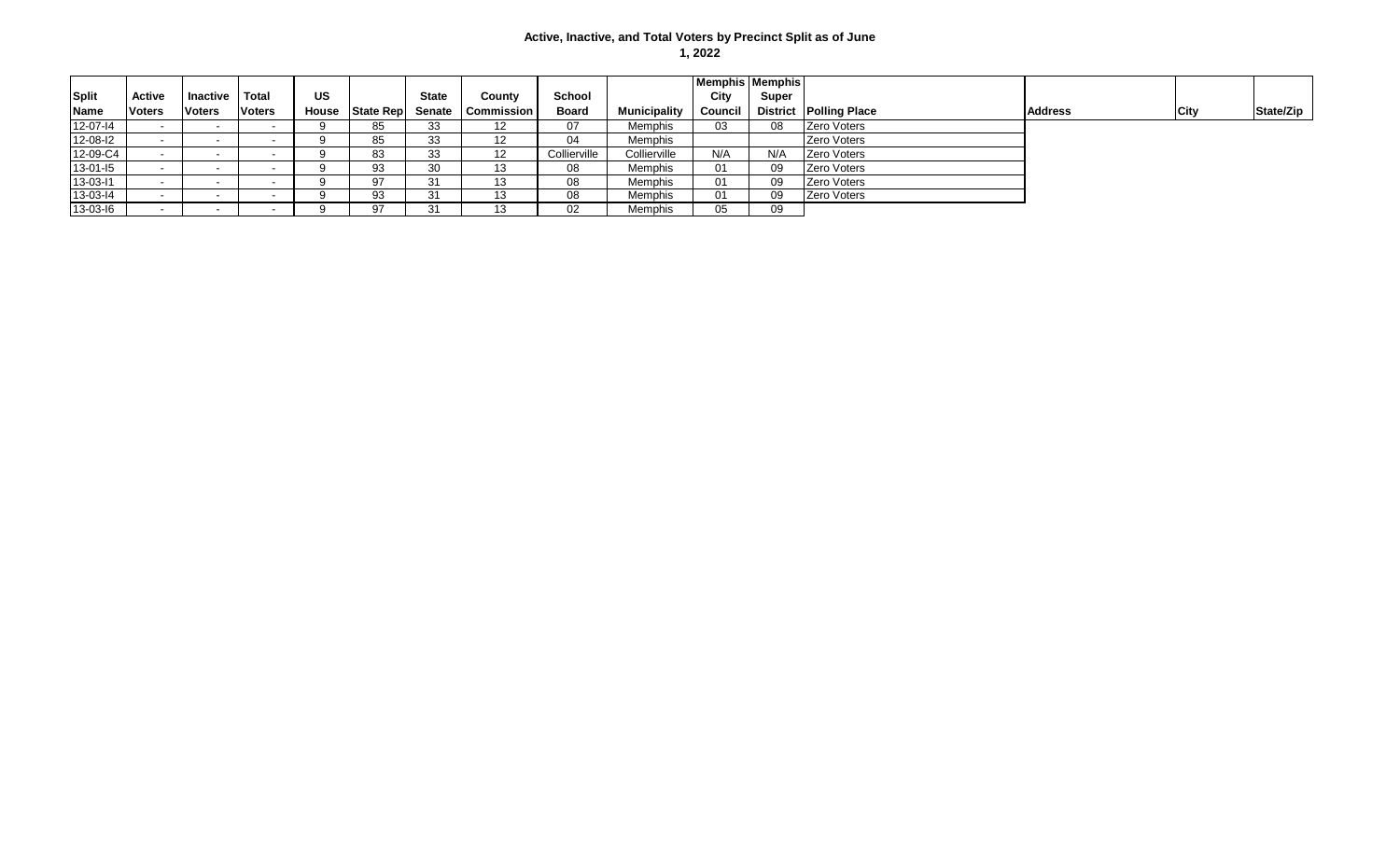# Active, Inactive, and Total Voters by Precinct Split as of June 1, 2022

| Split Name | Active Voters | Inactive Voters | Total Voters | US House | State Rep | State Senate | County Commission | School Board | Municipality | Memphis City Council | Memphis Super District | Polling Place | Address | City | State/Zip |
|---|---|---|---|---|---|---|---|---|---|---|---|---|---|---|---|
| 12-07-I4 | - | - | - | 9 | 85 | 33 | 12 | 07 | Memphis | 03 | 08 | Zero Voters | | | |
| 12-08-I2 | - | - | - | 9 | 85 | 33 | 12 | 04 | Memphis | | | Zero Voters | | | |
| 12-09-C4 | - | - | - | 9 | 83 | 33 | 12 | Collierville | Collierville | N/A | N/A | Zero Voters | | | |
| 13-01-I5 | - | - | - | 9 | 93 | 30 | 13 | 08 | Memphis | 01 | 09 | Zero Voters | | | |
| 13-03-I1 | - | - | - | 9 | 97 | 31 | 13 | 08 | Memphis | 01 | 09 | Zero Voters | | | |
| 13-03-I4 | - | - | - | 9 | 93 | 31 | 13 | 08 | Memphis | 01 | 09 | Zero Voters | | | |
| 13-03-I6 | - | - | - | 9 | 97 | 31 | 13 | 02 | Memphis | 05 | 09 | | | | |